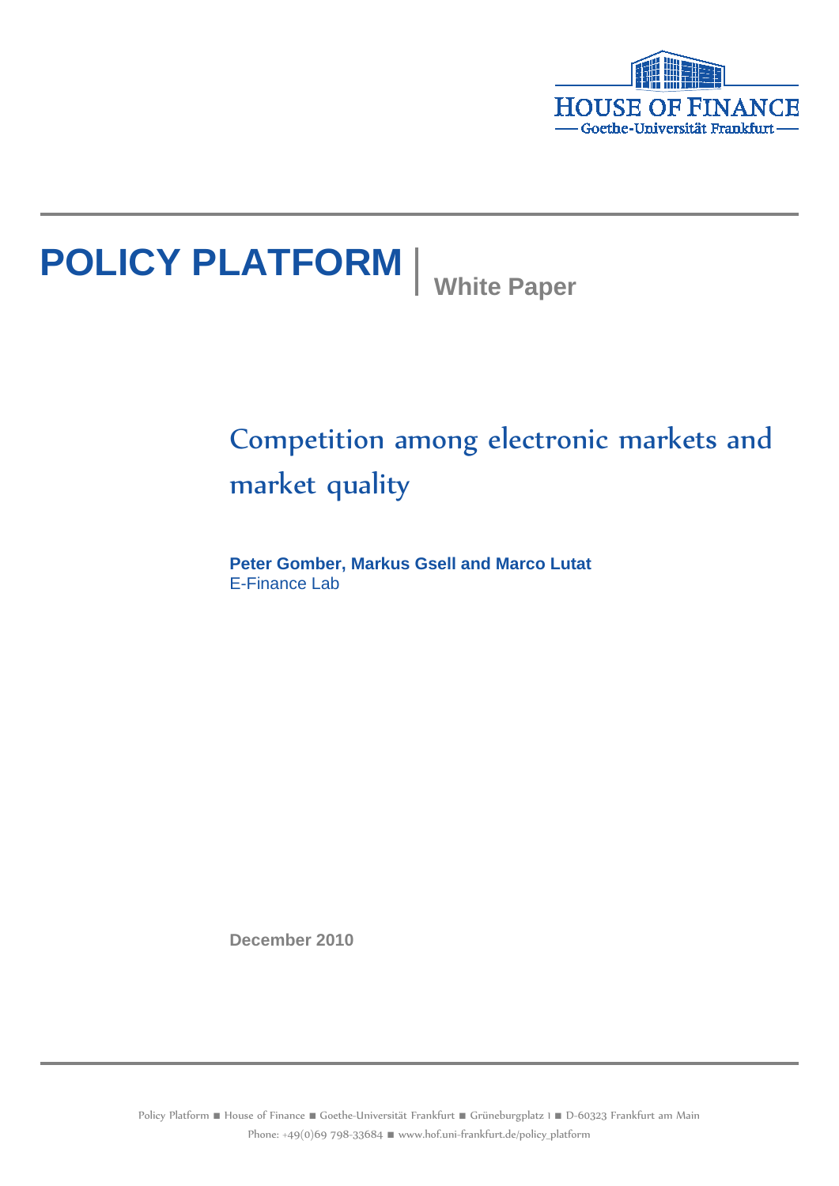HOUSE OF FINANCE
Goethe-Universität Frankfurt

# POLICY PLATFORM | White Paper

## Competition among electronic markets and market quality

**Peter Gomber, Markus Gsell and Marco Lutat**
E-Finance Lab

December 2010

Policy Platform ■ House of Finance ■ Goethe-Universität Frankfurt ■ Grüneburgplatz 1 ■ D-60323 Frankfurt am Main
Phone: +49(0)69 798-33684 ■ www.hof.uni-frankfurt.de/policy_platform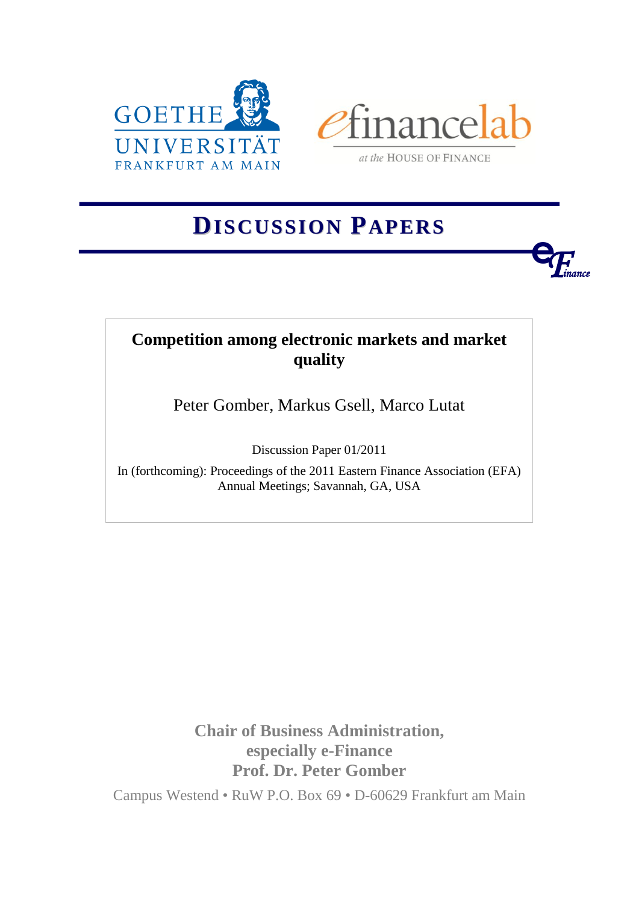GOETHE UNIVERSITÄT FRANKFURT AM MAIN

efinancelab at the HOUSE OF FINANCE

# DISCUSSION PAPERS

**Competition among electronic markets and market quality**

Peter Gomber, Markus Gsell, Marco Lutat

Discussion Paper 01/2011

In (forthcoming): Proceedings of the 2011 Eastern Finance Association (EFA) Annual Meetings; Savannah, GA, USA

**Chair of Business Administration, especially e-Finance**
**Prof. Dr. Peter Gomber**

Campus Westend • RuW P.O. Box 69 • D-60629 Frankfurt am Main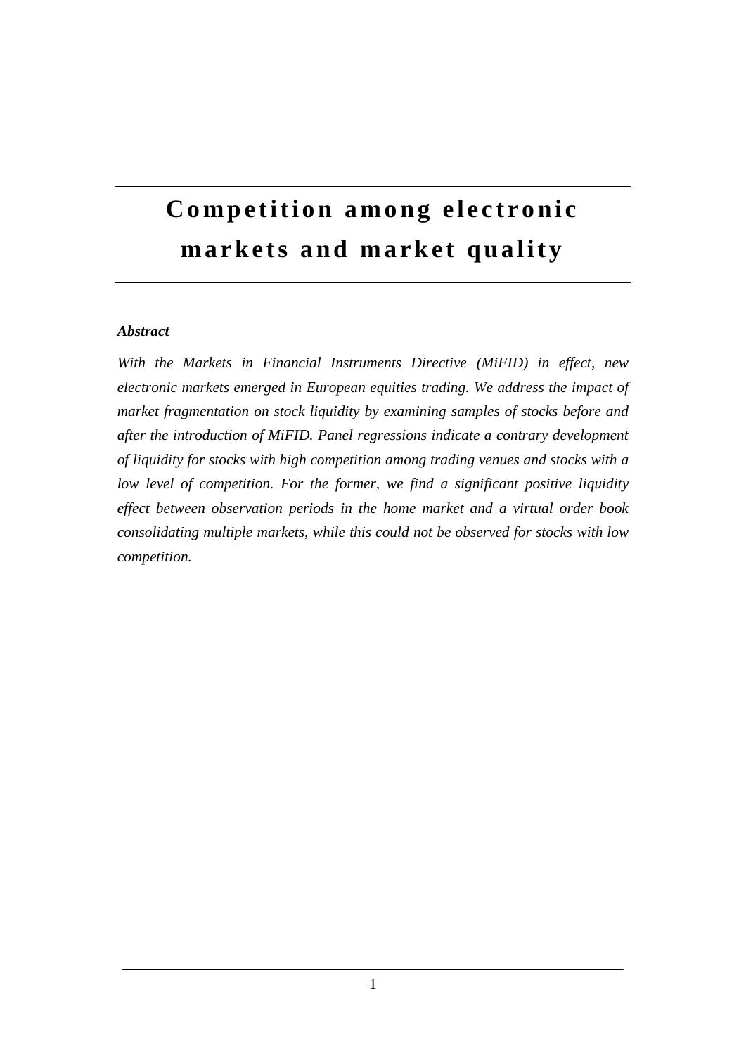# Competition among electronic markets and market quality

***Abstract***

*With the Markets in Financial Instruments Directive (MiFID) in effect, new electronic markets emerged in European equities trading. We address the impact of market fragmentation on stock liquidity by examining samples of stocks before and after the introduction of MiFID. Panel regressions indicate a contrary development of liquidity for stocks with high competition among trading venues and stocks with a low level of competition. For the former, we find a significant positive liquidity effect between observation periods in the home market and a virtual order book consolidating multiple markets, while this could not be observed for stocks with low competition.*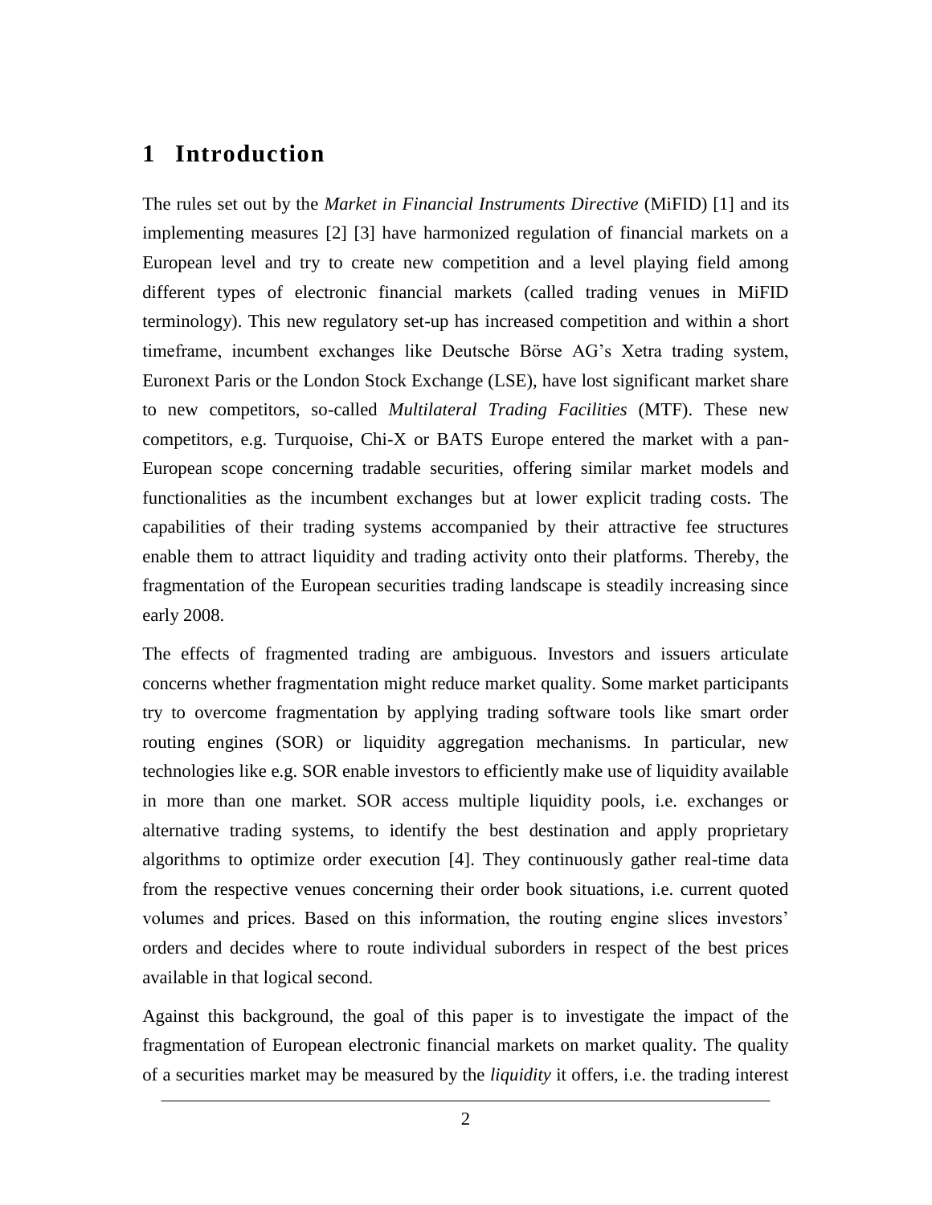# 1 Introduction

The rules set out by the *Market in Financial Instruments Directive* (MiFID) [1] and its implementing measures [2] [3] have harmonized regulation of financial markets on a European level and try to create new competition and a level playing field among different types of electronic financial markets (called trading venues in MiFID terminology). This new regulatory set-up has increased competition and within a short timeframe, incumbent exchanges like Deutsche Börse AG's Xetra trading system, Euronext Paris or the London Stock Exchange (LSE), have lost significant market share to new competitors, so-called *Multilateral Trading Facilities* (MTF). These new competitors, e.g. Turquoise, Chi-X or BATS Europe entered the market with a pan-European scope concerning tradable securities, offering similar market models and functionalities as the incumbent exchanges but at lower explicit trading costs. The capabilities of their trading systems accompanied by their attractive fee structures enable them to attract liquidity and trading activity onto their platforms. Thereby, the fragmentation of the European securities trading landscape is steadily increasing since early 2008.

The effects of fragmented trading are ambiguous. Investors and issuers articulate concerns whether fragmentation might reduce market quality. Some market participants try to overcome fragmentation by applying trading software tools like smart order routing engines (SOR) or liquidity aggregation mechanisms. In particular, new technologies like e.g. SOR enable investors to efficiently make use of liquidity available in more than one market. SOR access multiple liquidity pools, i.e. exchanges or alternative trading systems, to identify the best destination and apply proprietary algorithms to optimize order execution [4]. They continuously gather real-time data from the respective venues concerning their order book situations, i.e. current quoted volumes and prices. Based on this information, the routing engine slices investors' orders and decides where to route individual suborders in respect of the best prices available in that logical second.

Against this background, the goal of this paper is to investigate the impact of the fragmentation of European electronic financial markets on market quality. The quality of a securities market may be measured by the *liquidity* it offers, i.e. the trading interest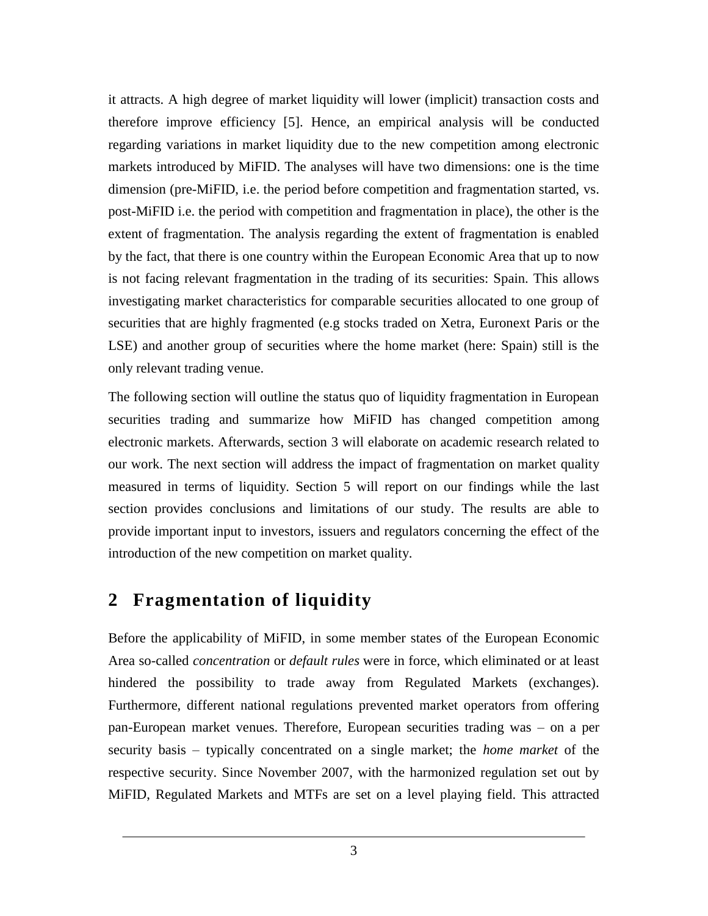it attracts. A high degree of market liquidity will lower (implicit) transaction costs and therefore improve efficiency [5]. Hence, an empirical analysis will be conducted regarding variations in market liquidity due to the new competition among electronic markets introduced by MiFID. The analyses will have two dimensions: one is the time dimension (pre-MiFID, i.e. the period before competition and fragmentation started, vs. post-MiFID i.e. the period with competition and fragmentation in place), the other is the extent of fragmentation. The analysis regarding the extent of fragmentation is enabled by the fact, that there is one country within the European Economic Area that up to now is not facing relevant fragmentation in the trading of its securities: Spain. This allows investigating market characteristics for comparable securities allocated to one group of securities that are highly fragmented (e.g stocks traded on Xetra, Euronext Paris or the LSE) and another group of securities where the home market (here: Spain) still is the only relevant trading venue.

The following section will outline the status quo of liquidity fragmentation in European securities trading and summarize how MiFID has changed competition among electronic markets. Afterwards, section 3 will elaborate on academic research related to our work. The next section will address the impact of fragmentation on market quality measured in terms of liquidity. Section 5 will report on our findings while the last section provides conclusions and limitations of our study. The results are able to provide important input to investors, issuers and regulators concerning the effect of the introduction of the new competition on market quality.

## 2 Fragmentation of liquidity

Before the applicability of MiFID, in some member states of the European Economic Area so-called *concentration* or *default rules* were in force, which eliminated or at least hindered the possibility to trade away from Regulated Markets (exchanges). Furthermore, different national regulations prevented market operators from offering pan-European market venues. Therefore, European securities trading was – on a per security basis – typically concentrated on a single market; the *home market* of the respective security. Since November 2007, with the harmonized regulation set out by MiFID, Regulated Markets and MTFs are set on a level playing field. This attracted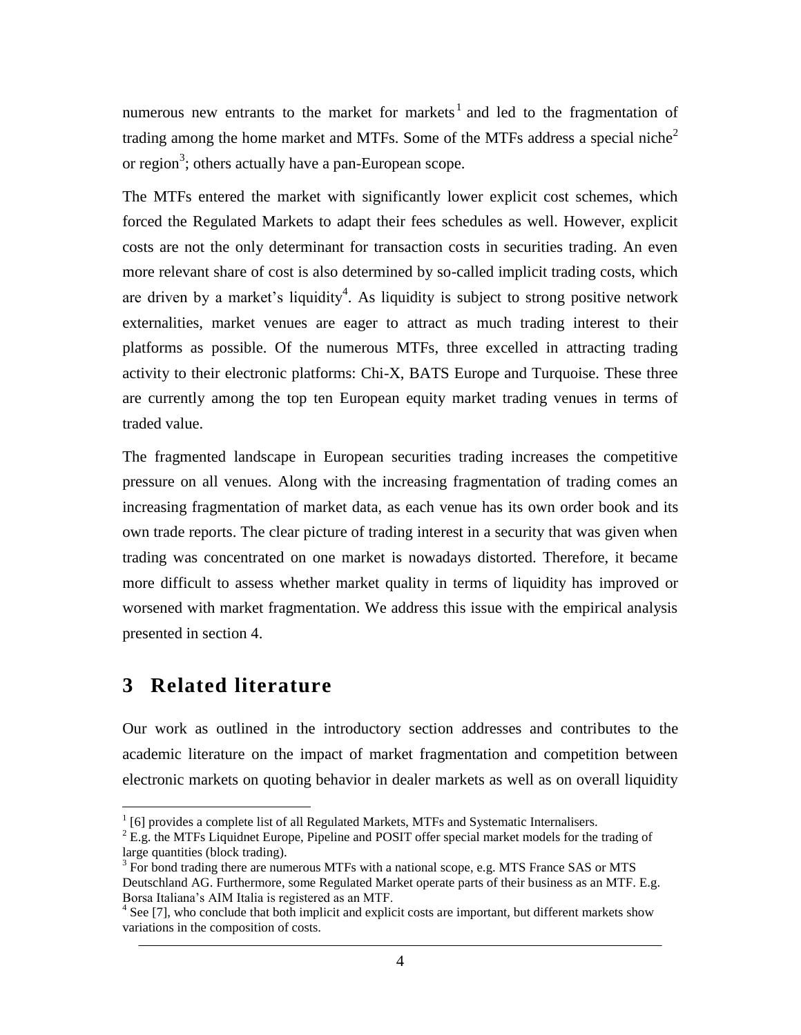numerous new entrants to the market for markets[1] and led to the fragmentation of trading among the home market and MTFs. Some of the MTFs address a special niche[2] or region[3]; others actually have a pan-European scope.

The MTFs entered the market with significantly lower explicit cost schemes, which forced the Regulated Markets to adapt their fees schedules as well. However, explicit costs are not the only determinant for transaction costs in securities trading. An even more relevant share of cost is also determined by so-called implicit trading costs, which are driven by a market's liquidity[4]. As liquidity is subject to strong positive network externalities, market venues are eager to attract as much trading interest to their platforms as possible. Of the numerous MTFs, three excelled in attracting trading activity to their electronic platforms: Chi-X, BATS Europe and Turquoise. These three are currently among the top ten European equity market trading venues in terms of traded value.

The fragmented landscape in European securities trading increases the competitive pressure on all venues. Along with the increasing fragmentation of trading comes an increasing fragmentation of market data, as each venue has its own order book and its own trade reports. The clear picture of trading interest in a security that was given when trading was concentrated on one market is nowadays distorted. Therefore, it became more difficult to assess whether market quality in terms of liquidity has improved or worsened with market fragmentation. We address this issue with the empirical analysis presented in section 4.

# 3 Related literature

Our work as outlined in the introductory section addresses and contributes to the academic literature on the impact of market fragmentation and competition between electronic markets on quoting behavior in dealer markets as well as on overall liquidity

---

[1] [6] provides a complete list of all Regulated Markets, MTFs and Systematic Internalisers.

[2] E.g. the MTFs Liquidnet Europe, Pipeline and POSIT offer special market models for the trading of large quantities (block trading).

[3] For bond trading there are numerous MTFs with a national scope, e.g. MTS France SAS or MTS Deutschland AG. Furthermore, some Regulated Market operate parts of their business as an MTF. E.g. Borsa Italiana's AIM Italia is registered as an MTF.

[4] See [7], who conclude that both implicit and explicit costs are important, but different markets show variations in the composition of costs.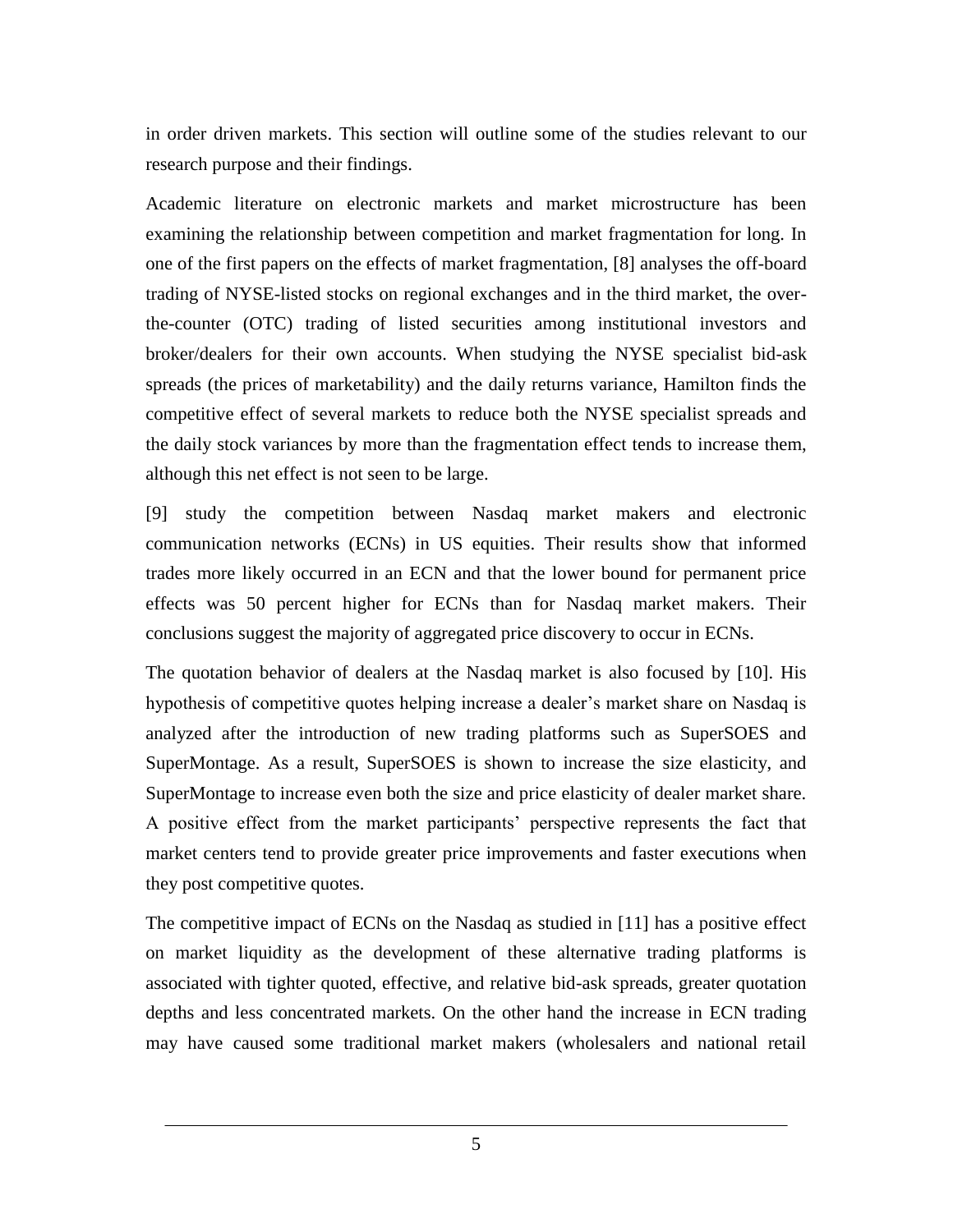in order driven markets. This section will outline some of the studies relevant to our research purpose and their findings.

Academic literature on electronic markets and market microstructure has been examining the relationship between competition and market fragmentation for long. In one of the first papers on the effects of market fragmentation, [8] analyses the off-board trading of NYSE-listed stocks on regional exchanges and in the third market, the over-the-counter (OTC) trading of listed securities among institutional investors and broker/dealers for their own accounts. When studying the NYSE specialist bid-ask spreads (the prices of marketability) and the daily returns variance, Hamilton finds the competitive effect of several markets to reduce both the NYSE specialist spreads and the daily stock variances by more than the fragmentation effect tends to increase them, although this net effect is not seen to be large.

[9] study the competition between Nasdaq market makers and electronic communication networks (ECNs) in US equities. Their results show that informed trades more likely occurred in an ECN and that the lower bound for permanent price effects was 50 percent higher for ECNs than for Nasdaq market makers. Their conclusions suggest the majority of aggregated price discovery to occur in ECNs.

The quotation behavior of dealers at the Nasdaq market is also focused by [10]. His hypothesis of competitive quotes helping increase a dealer's market share on Nasdaq is analyzed after the introduction of new trading platforms such as SuperSOES and SuperMontage. As a result, SuperSOES is shown to increase the size elasticity, and SuperMontage to increase even both the size and price elasticity of dealer market share. A positive effect from the market participants' perspective represents the fact that market centers tend to provide greater price improvements and faster executions when they post competitive quotes.

The competitive impact of ECNs on the Nasdaq as studied in [11] has a positive effect on market liquidity as the development of these alternative trading platforms is associated with tighter quoted, effective, and relative bid-ask spreads, greater quotation depths and less concentrated markets. On the other hand the increase in ECN trading may have caused some traditional market makers (wholesalers and national retail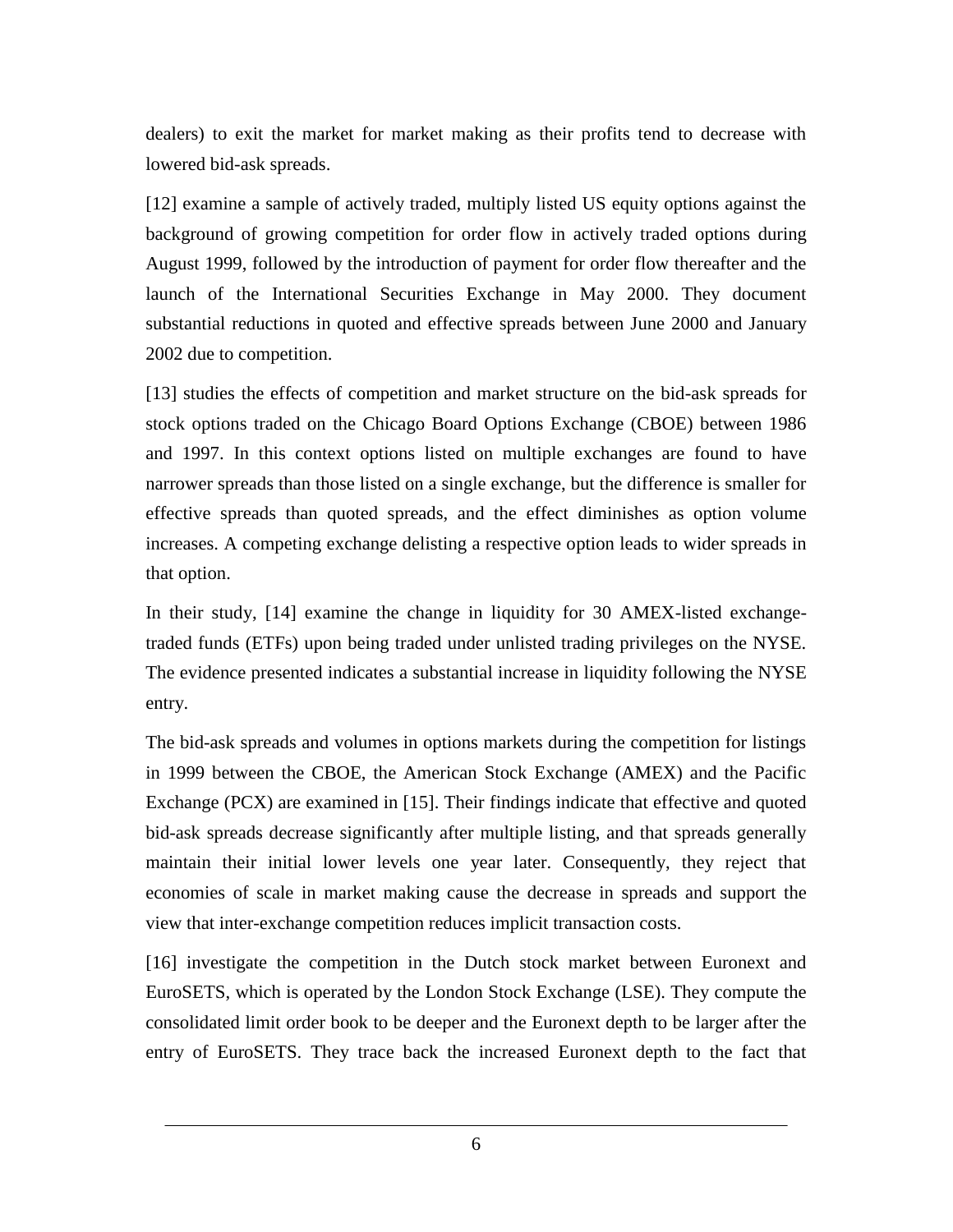dealers) to exit the market for market making as their profits tend to decrease with lowered bid-ask spreads.

[12] examine a sample of actively traded, multiply listed US equity options against the background of growing competition for order flow in actively traded options during August 1999, followed by the introduction of payment for order flow thereafter and the launch of the International Securities Exchange in May 2000. They document substantial reductions in quoted and effective spreads between June 2000 and January 2002 due to competition.

[13] studies the effects of competition and market structure on the bid-ask spreads for stock options traded on the Chicago Board Options Exchange (CBOE) between 1986 and 1997. In this context options listed on multiple exchanges are found to have narrower spreads than those listed on a single exchange, but the difference is smaller for effective spreads than quoted spreads, and the effect diminishes as option volume increases. A competing exchange delisting a respective option leads to wider spreads in that option.

In their study, [14] examine the change in liquidity for 30 AMEX-listed exchange-traded funds (ETFs) upon being traded under unlisted trading privileges on the NYSE. The evidence presented indicates a substantial increase in liquidity following the NYSE entry.

The bid-ask spreads and volumes in options markets during the competition for listings in 1999 between the CBOE, the American Stock Exchange (AMEX) and the Pacific Exchange (PCX) are examined in [15]. Their findings indicate that effective and quoted bid-ask spreads decrease significantly after multiple listing, and that spreads generally maintain their initial lower levels one year later. Consequently, they reject that economies of scale in market making cause the decrease in spreads and support the view that inter-exchange competition reduces implicit transaction costs.

[16] investigate the competition in the Dutch stock market between Euronext and EuroSETS, which is operated by the London Stock Exchange (LSE). They compute the consolidated limit order book to be deeper and the Euronext depth to be larger after the entry of EuroSETS. They trace back the increased Euronext depth to the fact that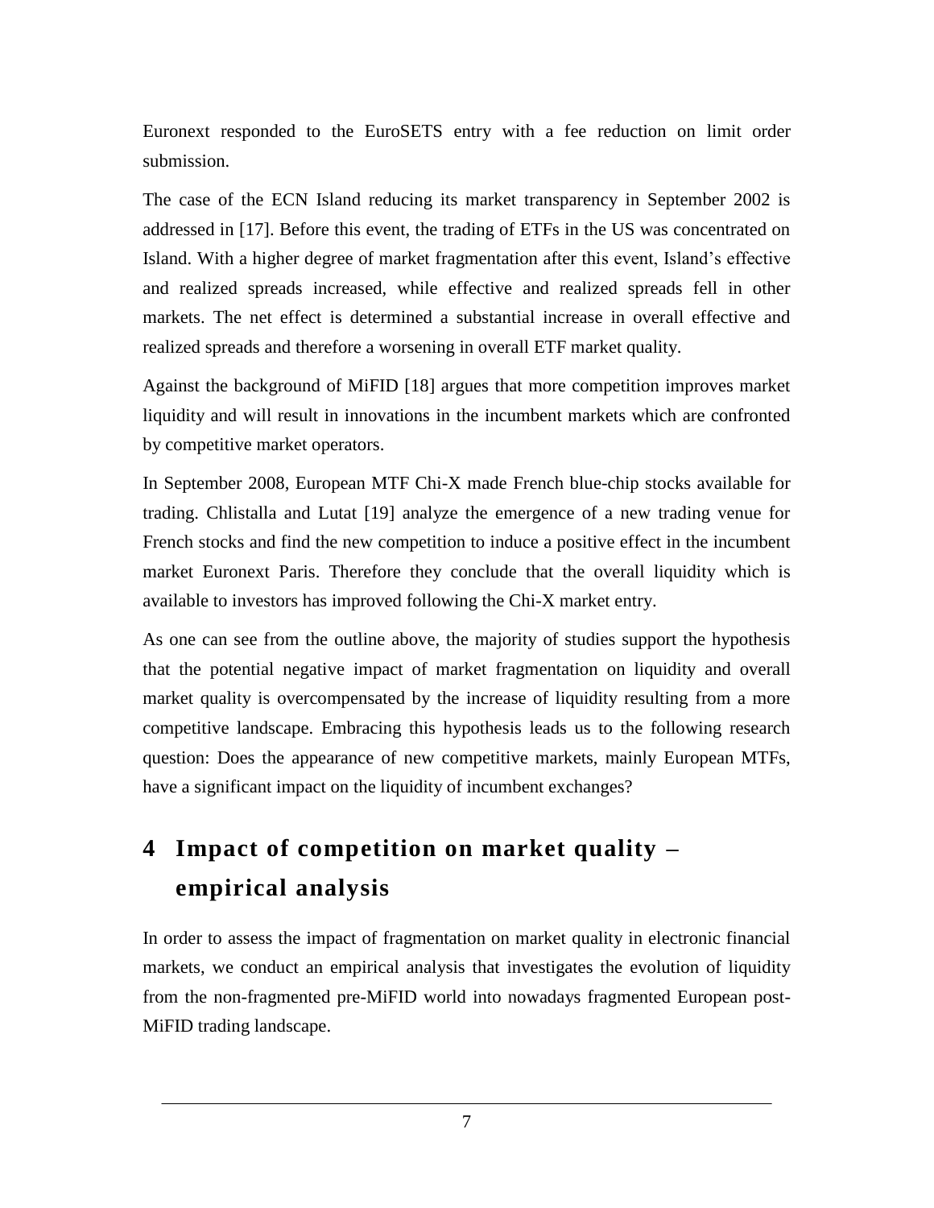Euronext responded to the EuroSETS entry with a fee reduction on limit order submission.

The case of the ECN Island reducing its market transparency in September 2002 is addressed in [17]. Before this event, the trading of ETFs in the US was concentrated on Island. With a higher degree of market fragmentation after this event, Island's effective and realized spreads increased, while effective and realized spreads fell in other markets. The net effect is determined a substantial increase in overall effective and realized spreads and therefore a worsening in overall ETF market quality.

Against the background of MiFID [18] argues that more competition improves market liquidity and will result in innovations in the incumbent markets which are confronted by competitive market operators.

In September 2008, European MTF Chi-X made French blue-chip stocks available for trading. Chlistalla and Lutat [19] analyze the emergence of a new trading venue for French stocks and find the new competition to induce a positive effect in the incumbent market Euronext Paris. Therefore they conclude that the overall liquidity which is available to investors has improved following the Chi-X market entry.

As one can see from the outline above, the majority of studies support the hypothesis that the potential negative impact of market fragmentation on liquidity and overall market quality is overcompensated by the increase of liquidity resulting from a more competitive landscape. Embracing this hypothesis leads us to the following research question: Does the appearance of new competitive markets, mainly European MTFs, have a significant impact on the liquidity of incumbent exchanges?

# 4 Impact of competition on market quality – empirical analysis

In order to assess the impact of fragmentation on market quality in electronic financial markets, we conduct an empirical analysis that investigates the evolution of liquidity from the non-fragmented pre-MiFID world into nowadays fragmented European post-MiFID trading landscape.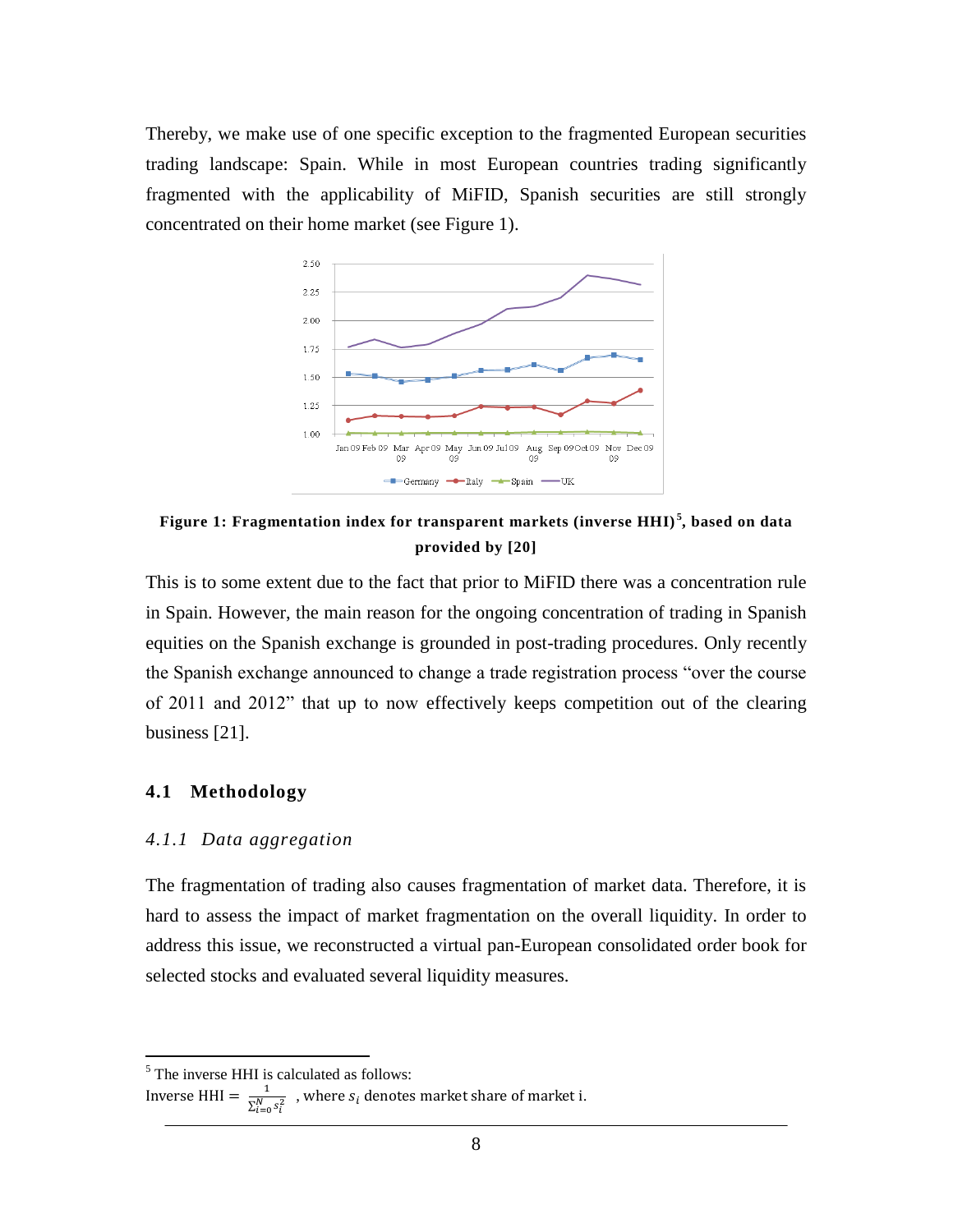Thereby, we make use of one specific exception to the fragmented European securities trading landscape: Spain. While in most European countries trading significantly fragmented with the applicability of MiFID, Spanish securities are still strongly concentrated on their home market (see Figure 1).

**Figure 1: Fragmentation index for transparent markets (inverse HHI)[5], based on data provided by [20]**

This is to some extent due to the fact that prior to MiFID there was a concentration rule in Spain. However, the main reason for the ongoing concentration of trading in Spanish equities on the Spanish exchange is grounded in post-trading procedures. Only recently the Spanish exchange announced to change a trade registration process "over the course of 2011 and 2012" that up to now effectively keeps competition out of the clearing business [21].

## 4.1 Methodology

### *4.1.1 Data aggregation*

The fragmentation of trading also causes fragmentation of market data. Therefore, it is hard to assess the impact of market fragmentation on the overall liquidity. In order to address this issue, we reconstructed a virtual pan-European consolidated order book for selected stocks and evaluated several liquidity measures.

---

[5] The inverse HHI is calculated as follows:
Inverse HHI $= \frac{1}{\sum_{i=0}^{N} s_i^2}$ , where $s_i$ denotes market share of market i.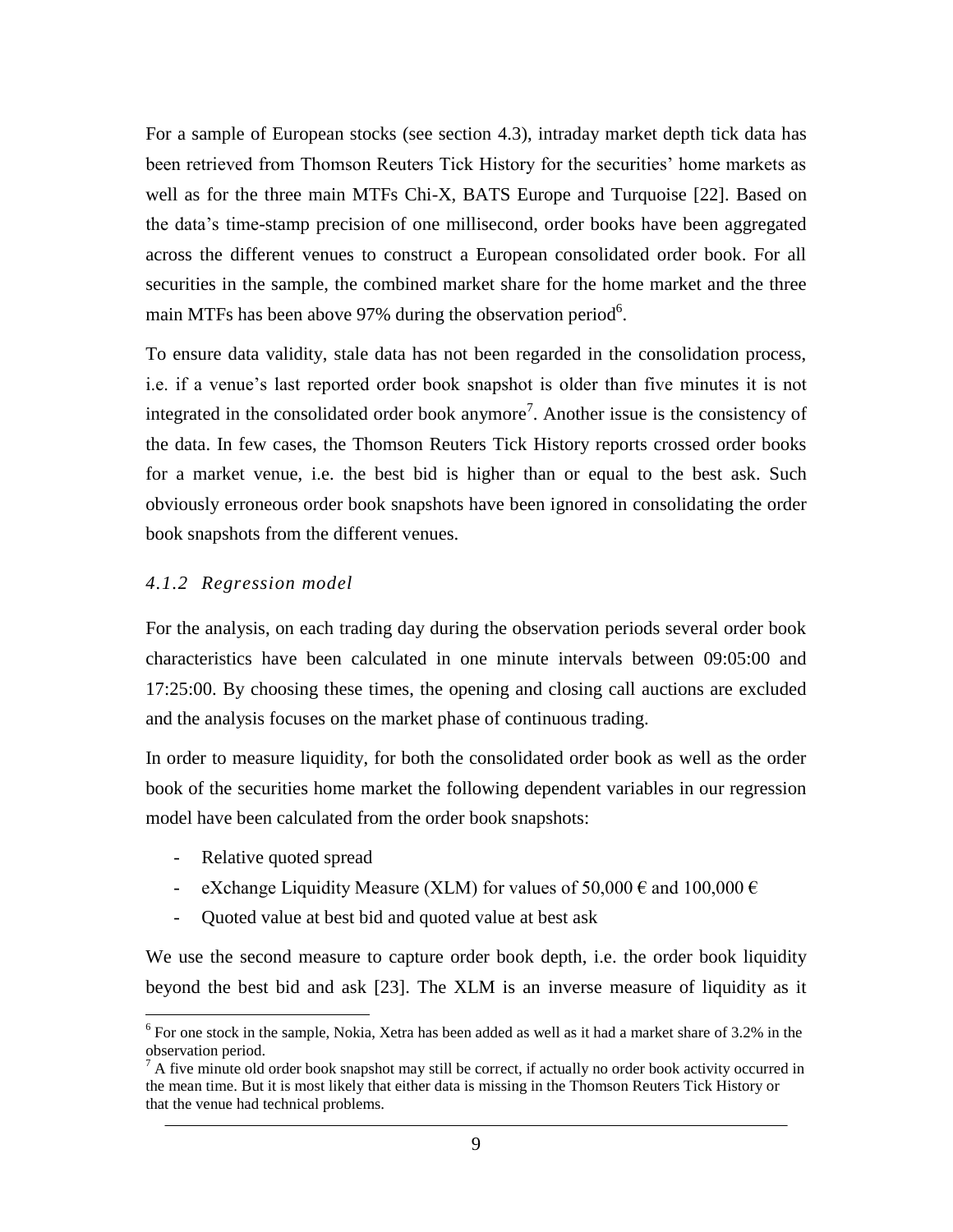For a sample of European stocks (see section 4.3), intraday market depth tick data has been retrieved from Thomson Reuters Tick History for the securities' home markets as well as for the three main MTFs Chi-X, BATS Europe and Turquoise [22]. Based on the data's time-stamp precision of one millisecond, order books have been aggregated across the different venues to construct a European consolidated order book. For all securities in the sample, the combined market share for the home market and the three main MTFs has been above 97% during the observation period[6].

To ensure data validity, stale data has not been regarded in the consolidation process, i.e. if a venue's last reported order book snapshot is older than five minutes it is not integrated in the consolidated order book anymore[7]. Another issue is the consistency of the data. In few cases, the Thomson Reuters Tick History reports crossed order books for a market venue, i.e. the best bid is higher than or equal to the best ask. Such obviously erroneous order book snapshots have been ignored in consolidating the order book snapshots from the different venues.

#### *4.1.2 Regression model*

For the analysis, on each trading day during the observation periods several order book characteristics have been calculated in one minute intervals between 09:05:00 and 17:25:00. By choosing these times, the opening and closing call auctions are excluded and the analysis focuses on the market phase of continuous trading.

In order to measure liquidity, for both the consolidated order book as well as the order book of the securities home market the following dependent variables in our regression model have been calculated from the order book snapshots:

- Relative quoted spread
- eXchange Liquidity Measure (XLM) for values of 50,000 € and 100,000 €
- Quoted value at best bid and quoted value at best ask

We use the second measure to capture order book depth, i.e. the order book liquidity beyond the best bid and ask [23]. The XLM is an inverse measure of liquidity as it

---

[6] For one stock in the sample, Nokia, Xetra has been added as well as it had a market share of 3.2% in the observation period.

[7] A five minute old order book snapshot may still be correct, if actually no order book activity occurred in the mean time. But it is most likely that either data is missing in the Thomson Reuters Tick History or that the venue had technical problems.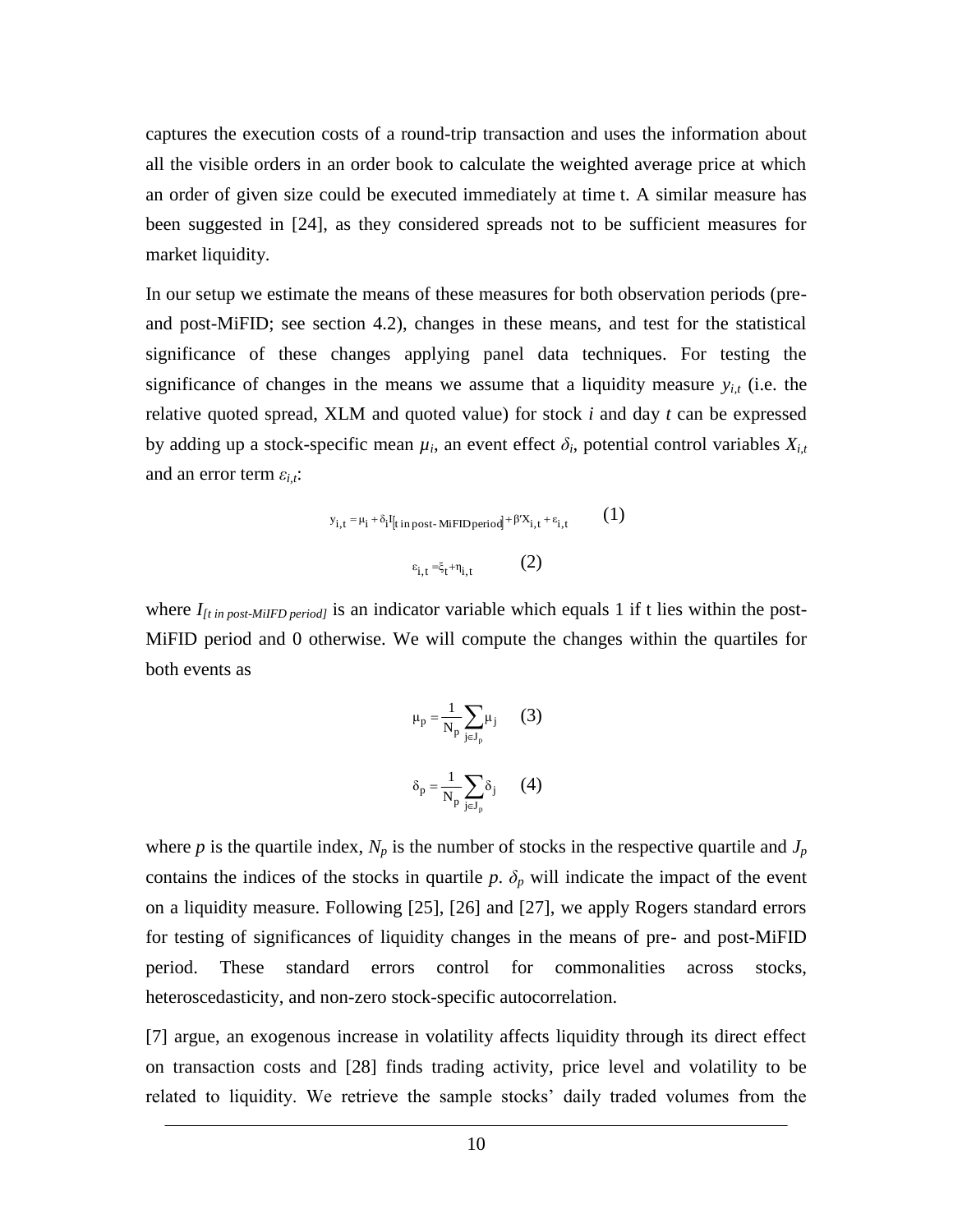captures the execution costs of a round-trip transaction and uses the information about all the visible orders in an order book to calculate the weighted average price at which an order of given size could be executed immediately at time t. A similar measure has been suggested in [24], as they considered spreads not to be sufficient measures for market liquidity.

In our setup we estimate the means of these measures for both observation periods (pre- and post-MiFID; see section 4.2), changes in these means, and test for the statistical significance of these changes applying panel data techniques. For testing the significance of changes in the means we assume that a liquidity measure $y_{i,t}$ (i.e. the relative quoted spread, XLM and quoted value) for stock $i$ and day $t$ can be expressed by adding up a stock-specific mean $\mu_i$, an event effect $\delta_i$, potential control variables $X_{i,t}$ and an error term $\varepsilon_{i,t}$:

$$y_{i,t} = \mu_i + \delta_i I_{[t \text{ in post-MiFID period}]} + \beta' X_{i,t} + \varepsilon_{i,t} \qquad (1)$$

$$\varepsilon_{i,t} = \xi_t + \eta_{i,t} \qquad (2)$$

where $I_{[t \text{ in post-MiIFD period}]}$ is an indicator variable which equals 1 if t lies within the post-MiFID period and 0 otherwise. We will compute the changes within the quartiles for both events as

$$\mu_p = \frac{1}{N_p} \sum_{j \in J_p} \mu_j \qquad (3)$$

$$\delta_p = \frac{1}{N_p} \sum_{j \in J_p} \delta_j \qquad (4)$$

where $p$ is the quartile index, $N_p$ is the number of stocks in the respective quartile and $J_p$ contains the indices of the stocks in quartile $p$. $\delta_p$ will indicate the impact of the event on a liquidity measure. Following [25], [26] and [27], we apply Rogers standard errors for testing of significances of liquidity changes in the means of pre- and post-MiFID period. These standard errors control for commonalities across stocks, heteroscedasticity, and non-zero stock-specific autocorrelation.

[7] argue, an exogenous increase in volatility affects liquidity through its direct effect on transaction costs and [28] finds trading activity, price level and volatility to be related to liquidity. We retrieve the sample stocks' daily traded volumes from the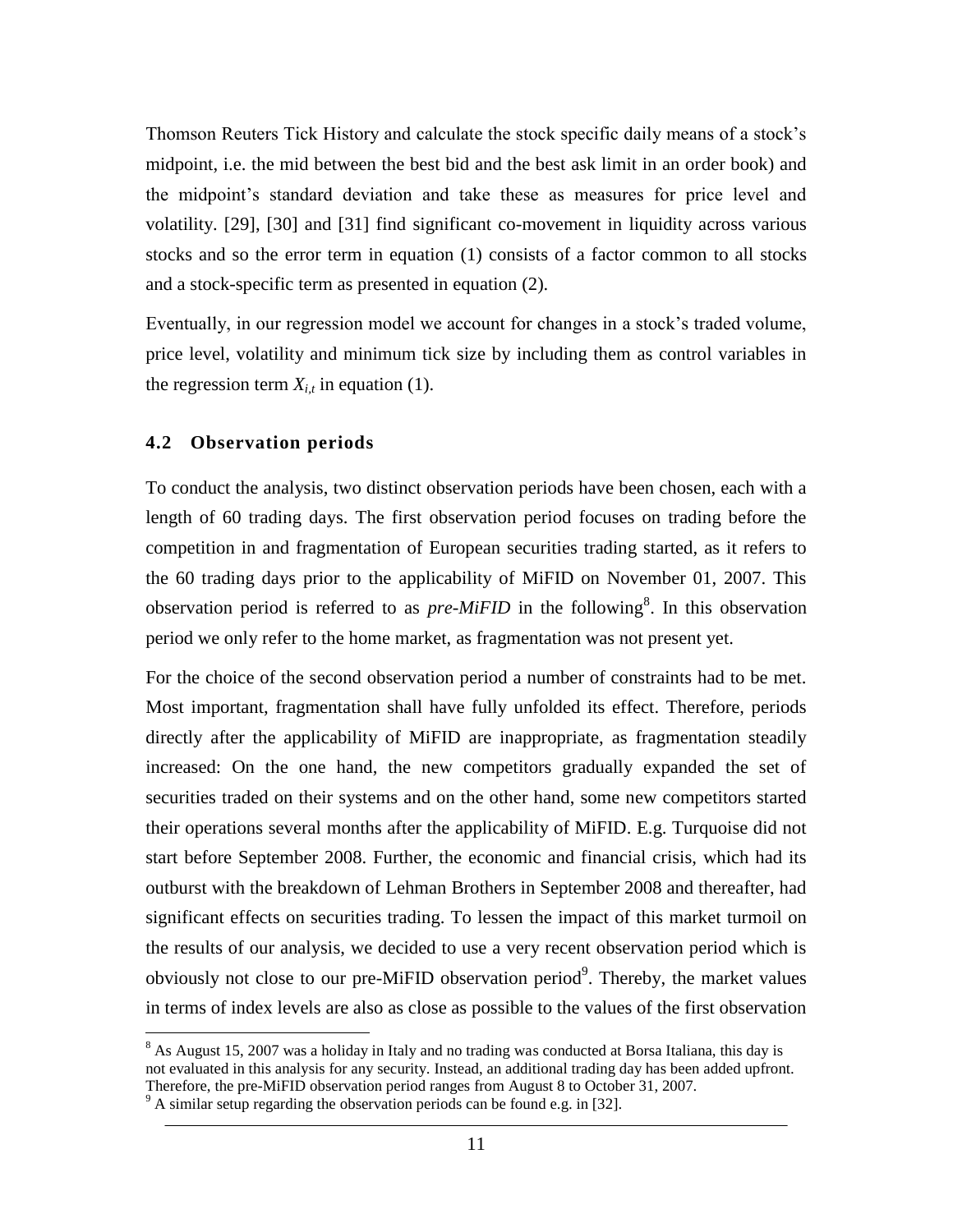Thomson Reuters Tick History and calculate the stock specific daily means of a stock's midpoint, i.e. the mid between the best bid and the best ask limit in an order book) and the midpoint's standard deviation and take these as measures for price level and volatility. [29], [30] and [31] find significant co-movement in liquidity across various stocks and so the error term in equation (1) consists of a factor common to all stocks and a stock-specific term as presented in equation (2).

Eventually, in our regression model we account for changes in a stock's traded volume, price level, volatility and minimum tick size by including them as control variables in the regression term $X_{i,t}$ in equation (1).

### 4.2 Observation periods

To conduct the analysis, two distinct observation periods have been chosen, each with a length of 60 trading days. The first observation period focuses on trading before the competition in and fragmentation of European securities trading started, as it refers to the 60 trading days prior to the applicability of MiFID on November 01, 2007. This observation period is referred to as *pre-MiFID* in the following[8]. In this observation period we only refer to the home market, as fragmentation was not present yet.

For the choice of the second observation period a number of constraints had to be met. Most important, fragmentation shall have fully unfolded its effect. Therefore, periods directly after the applicability of MiFID are inappropriate, as fragmentation steadily increased: On the one hand, the new competitors gradually expanded the set of securities traded on their systems and on the other hand, some new competitors started their operations several months after the applicability of MiFID. E.g. Turquoise did not start before September 2008. Further, the economic and financial crisis, which had its outburst with the breakdown of Lehman Brothers in September 2008 and thereafter, had significant effects on securities trading. To lessen the impact of this market turmoil on the results of our analysis, we decided to use a very recent observation period which is obviously not close to our pre-MiFID observation period[9]. Thereby, the market values in terms of index levels are also as close as possible to the values of the first observation

---

[8] As August 15, 2007 was a holiday in Italy and no trading was conducted at Borsa Italiana, this day is not evaluated in this analysis for any security. Instead, an additional trading day has been added upfront. Therefore, the pre-MiFID observation period ranges from August 8 to October 31, 2007.

[9] A similar setup regarding the observation periods can be found e.g. in [32].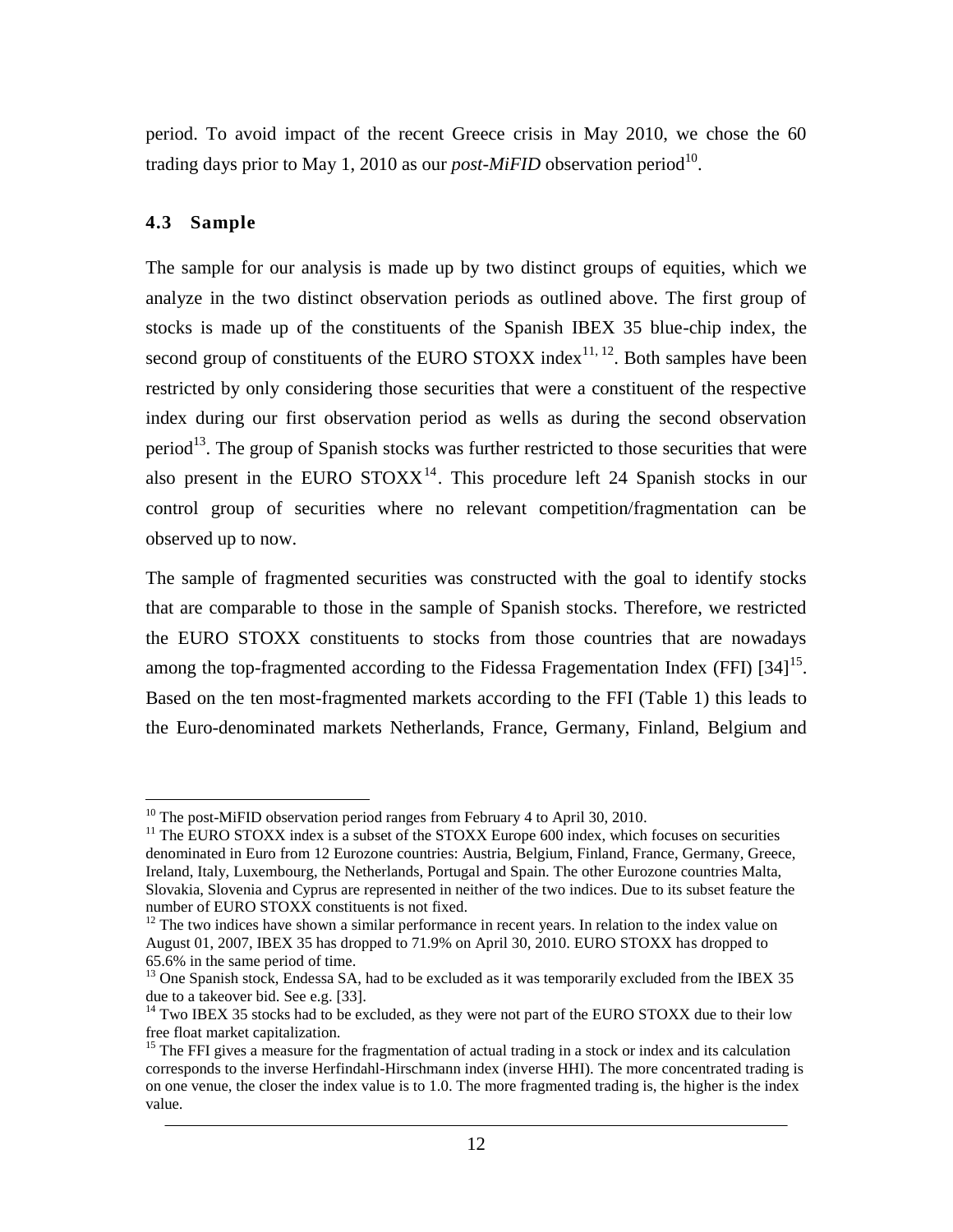period. To avoid impact of the recent Greece crisis in May 2010, we chose the 60 trading days prior to May 1, 2010 as our *post-MiFID* observation period[10].

### 4.3 Sample

The sample for our analysis is made up by two distinct groups of equities, which we analyze in the two distinct observation periods as outlined above. The first group of stocks is made up of the constituents of the Spanish IBEX 35 blue-chip index, the second group of constituents of the EURO STOXX index[11, 12]. Both samples have been restricted by only considering those securities that were a constituent of the respective index during our first observation period as wells as during the second observation period[13]. The group of Spanish stocks was further restricted to those securities that were also present in the EURO STOXX[14]. This procedure left 24 Spanish stocks in our control group of securities where no relevant competition/fragmentation can be observed up to now.

The sample of fragmented securities was constructed with the goal to identify stocks that are comparable to those in the sample of Spanish stocks. Therefore, we restricted the EURO STOXX constituents to stocks from those countries that are nowadays among the top-fragmented according to the Fidessa Fragementation Index (FFI) [34][15]. Based on the ten most-fragmented markets according to the FFI (Table 1) this leads to the Euro-denominated markets Netherlands, France, Germany, Finland, Belgium and

---

[10] The post-MiFID observation period ranges from February 4 to April 30, 2010.

[11] The EURO STOXX index is a subset of the STOXX Europe 600 index, which focuses on securities denominated in Euro from 12 Eurozone countries: Austria, Belgium, Finland, France, Germany, Greece, Ireland, Italy, Luxembourg, the Netherlands, Portugal and Spain. The other Eurozone countries Malta, Slovakia, Slovenia and Cyprus are represented in neither of the two indices. Due to its subset feature the number of EURO STOXX constituents is not fixed.

[12] The two indices have shown a similar performance in recent years. In relation to the index value on August 01, 2007, IBEX 35 has dropped to 71.9% on April 30, 2010. EURO STOXX has dropped to 65.6% in the same period of time.

[13] One Spanish stock, Endessa SA, had to be excluded as it was temporarily excluded from the IBEX 35 due to a takeover bid. See e.g. [33].

[14] Two IBEX 35 stocks had to be excluded, as they were not part of the EURO STOXX due to their low free float market capitalization.

[15] The FFI gives a measure for the fragmentation of actual trading in a stock or index and its calculation corresponds to the inverse Herfindahl-Hirschmann index (inverse HHI). The more concentrated trading is on one venue, the closer the index value is to 1.0. The more fragmented trading is, the higher is the index value.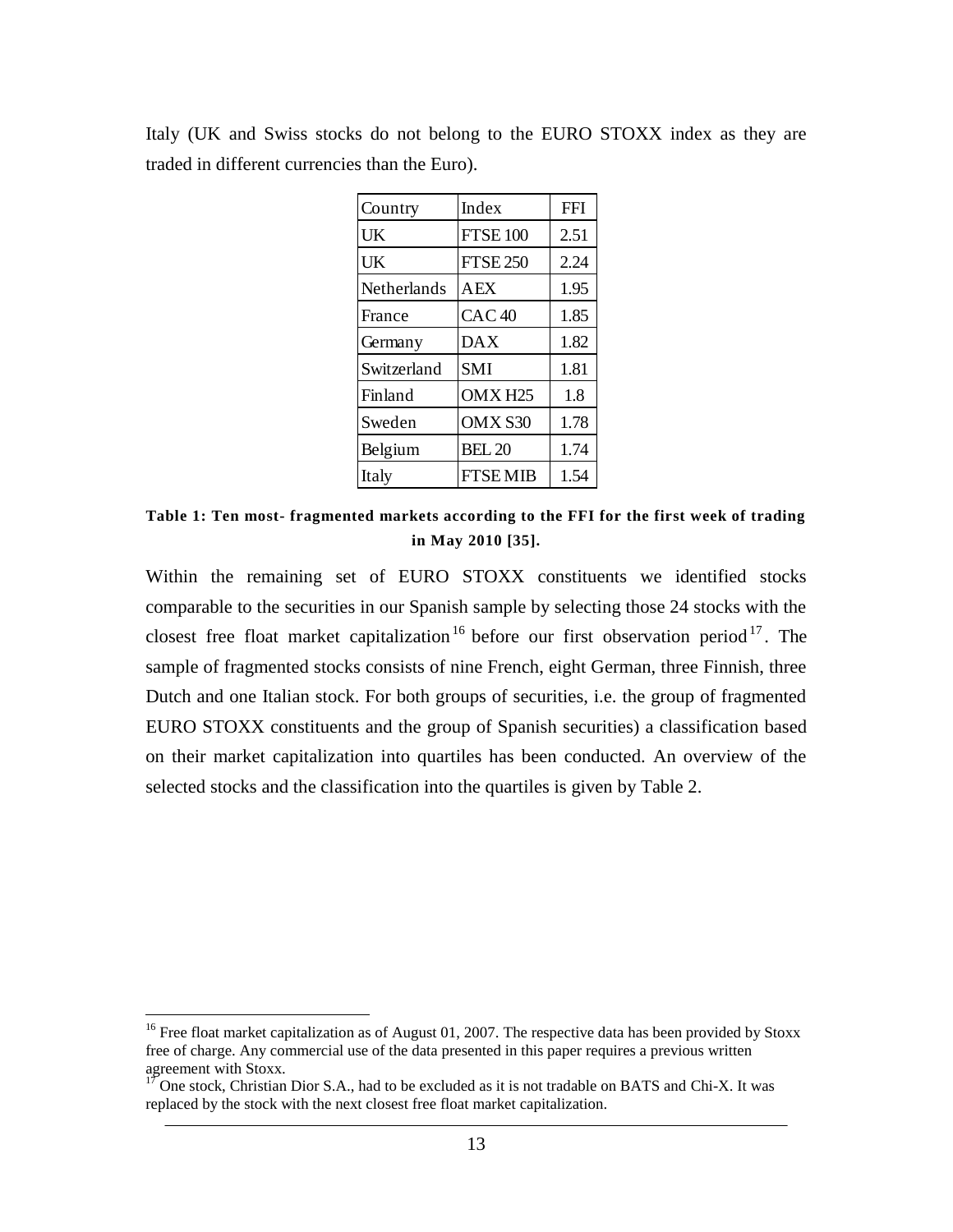Italy (UK and Swiss stocks do not belong to the EURO STOXX index as they are traded in different currencies than the Euro).

| Country | Index | FFI |
|---|---|---|
| UK | FTSE 100 | 2.51 |
| UK | FTSE 250 | 2.24 |
| Netherlands | AEX | 1.95 |
| France | CAC 40 | 1.85 |
| Germany | DAX | 1.82 |
| Switzerland | SMI | 1.81 |
| Finland | OMX H25 | 1.8 |
| Sweden | OMX S30 | 1.78 |
| Belgium | BEL 20 | 1.74 |
| Italy | FTSE MIB | 1.54 |

**Table 1: Ten most- fragmented markets according to the FFI for the first week of trading in May 2010 [35].**

Within the remaining set of EURO STOXX constituents we identified stocks comparable to the securities in our Spanish sample by selecting those 24 stocks with the closest free float market capitalization[16] before our first observation period[17]. The sample of fragmented stocks consists of nine French, eight German, three Finnish, three Dutch and one Italian stock. For both groups of securities, i.e. the group of fragmented EURO STOXX constituents and the group of Spanish securities) a classification based on their market capitalization into quartiles has been conducted. An overview of the selected stocks and the classification into the quartiles is given by Table 2.

[16] Free float market capitalization as of August 01, 2007. The respective data has been provided by Stoxx free of charge. Any commercial use of the data presented in this paper requires a previous written agreement with Stoxx.

[17] One stock, Christian Dior S.A., had to be excluded as it is not tradable on BATS and Chi-X. It was replaced by the stock with the next closest free float market capitalization.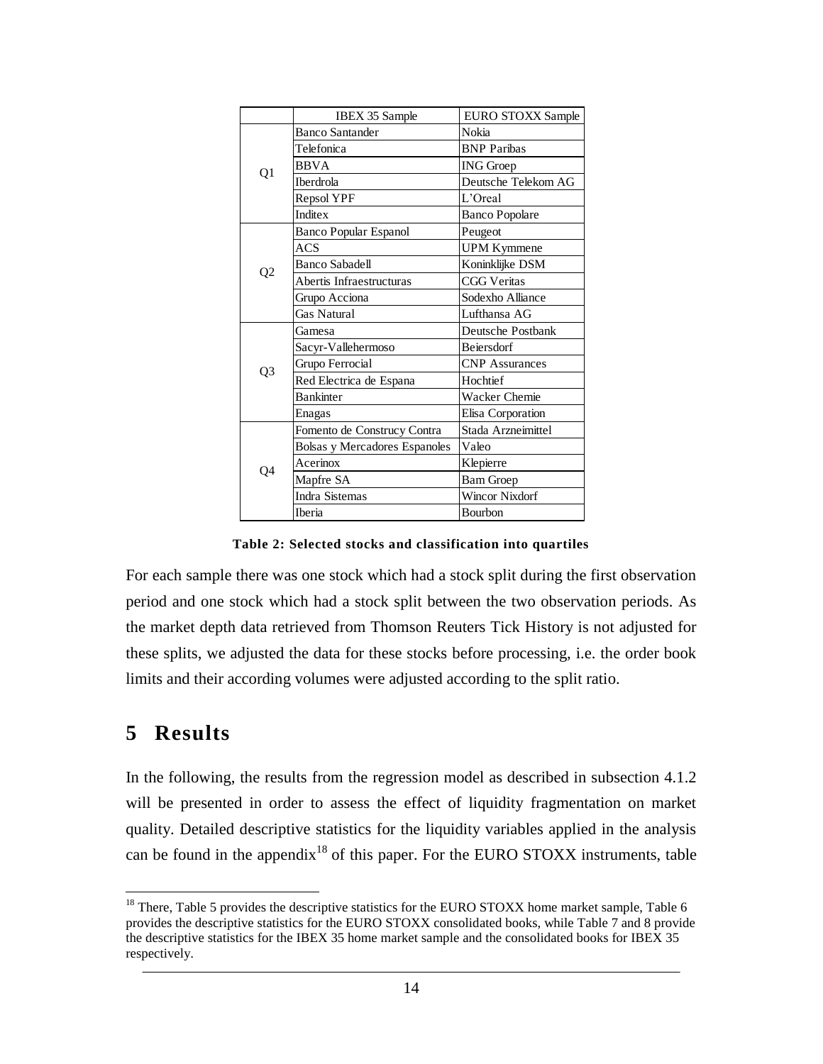| | IBEX 35 Sample | EURO STOXX Sample |
|---|---|---|
| Q1 | Banco Santander | Nokia |
| | Telefonica | BNP Paribas |
| | BBVA | ING Groep |
| | Iberdrola | Deutsche Telekom AG |
| | Repsol YPF | L'Oreal |
| | Inditex | Banco Popolare |
| Q2 | Banco Popular Espanol | Peugeot |
| | ACS | UPM Kymmene |
| | Banco Sabadell | Koninklijke DSM |
| | Abertis Infraestructuras | CGG Veritas |
| | Grupo Acciona | Sodexho Alliance |
| | Gas Natural | Lufthansa AG |
| Q3 | Gamesa | Deutsche Postbank |
| | Sacyr-Vallehermoso | Beiersdorf |
| | Grupo Ferrocial | CNP Assurances |
| | Red Electrica de Espana | Hochtief |
| | Bankinter | Wacker Chemie |
| | Enagas | Elisa Corporation |
| Q4 | Fomento de Construcy Contra | Stada Arzneimittel |
| | Bolsas y Mercadores Espanoles | Valeo |
| | Acerinox | Klepierre |
| | Mapfre SA | Bam Groep |
| | Indra Sistemas | Wincor Nixdorf |
| | Iberia | Bourbon |

**Table 2: Selected stocks and classification into quartiles**

For each sample there was one stock which had a stock split during the first observation period and one stock which had a stock split between the two observation periods. As the market depth data retrieved from Thomson Reuters Tick History is not adjusted for these splits, we adjusted the data for these stocks before processing, i.e. the order book limits and their according volumes were adjusted according to the split ratio.

# 5 Results

In the following, the results from the regression model as described in subsection 4.1.2 will be presented in order to assess the effect of liquidity fragmentation on market quality. Detailed descriptive statistics for the liquidity variables applied in the analysis can be found in the appendix[18] of this paper. For the EURO STOXX instruments, table

[18] There, Table 5 provides the descriptive statistics for the EURO STOXX home market sample, Table 6 provides the descriptive statistics for the EURO STOXX consolidated books, while Table 7 and 8 provide the descriptive statistics for the IBEX 35 home market sample and the consolidated books for IBEX 35 respectively.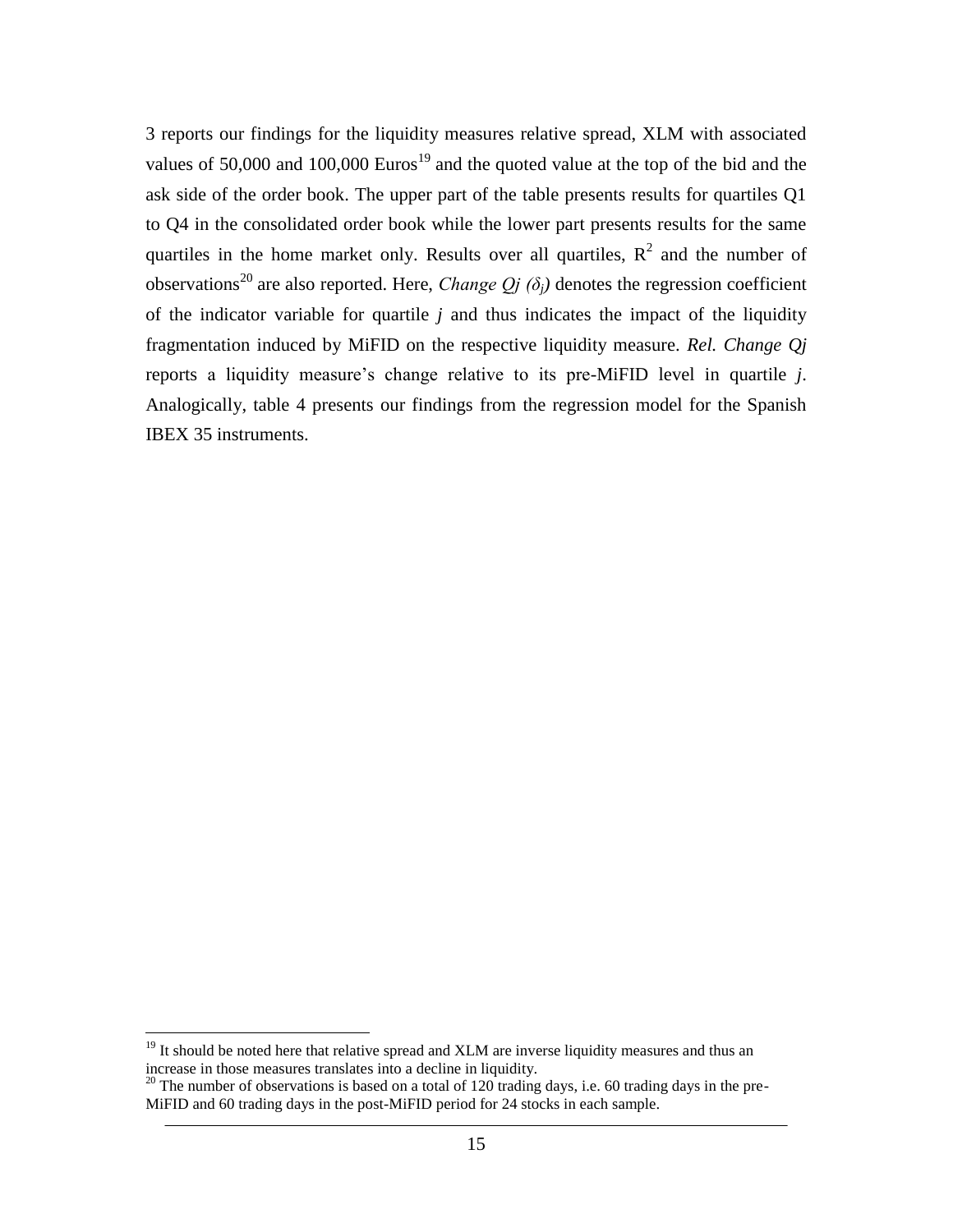3 reports our findings for the liquidity measures relative spread, XLM with associated values of 50,000 and 100,000 Euros[19] and the quoted value at the top of the bid and the ask side of the order book. The upper part of the table presents results for quartiles Q1 to Q4 in the consolidated order book while the lower part presents results for the same quartiles in the home market only. Results over all quartiles, $R^2$ and the number of observations[20] are also reported. Here, *Change Qj* ($\delta_j$) denotes the regression coefficient of the indicator variable for quartile *j* and thus indicates the impact of the liquidity fragmentation induced by MiFID on the respective liquidity measure. *Rel. Change Qj* reports a liquidity measure's change relative to its pre-MiFID level in quartile *j*. Analogically, table 4 presents our findings from the regression model for the Spanish IBEX 35 instruments.

---

[19] It should be noted here that relative spread and XLM are inverse liquidity measures and thus an increase in those measures translates into a decline in liquidity.

[20] The number of observations is based on a total of 120 trading days, i.e. 60 trading days in the pre-MiFID and 60 trading days in the post-MiFID period for 24 stocks in each sample.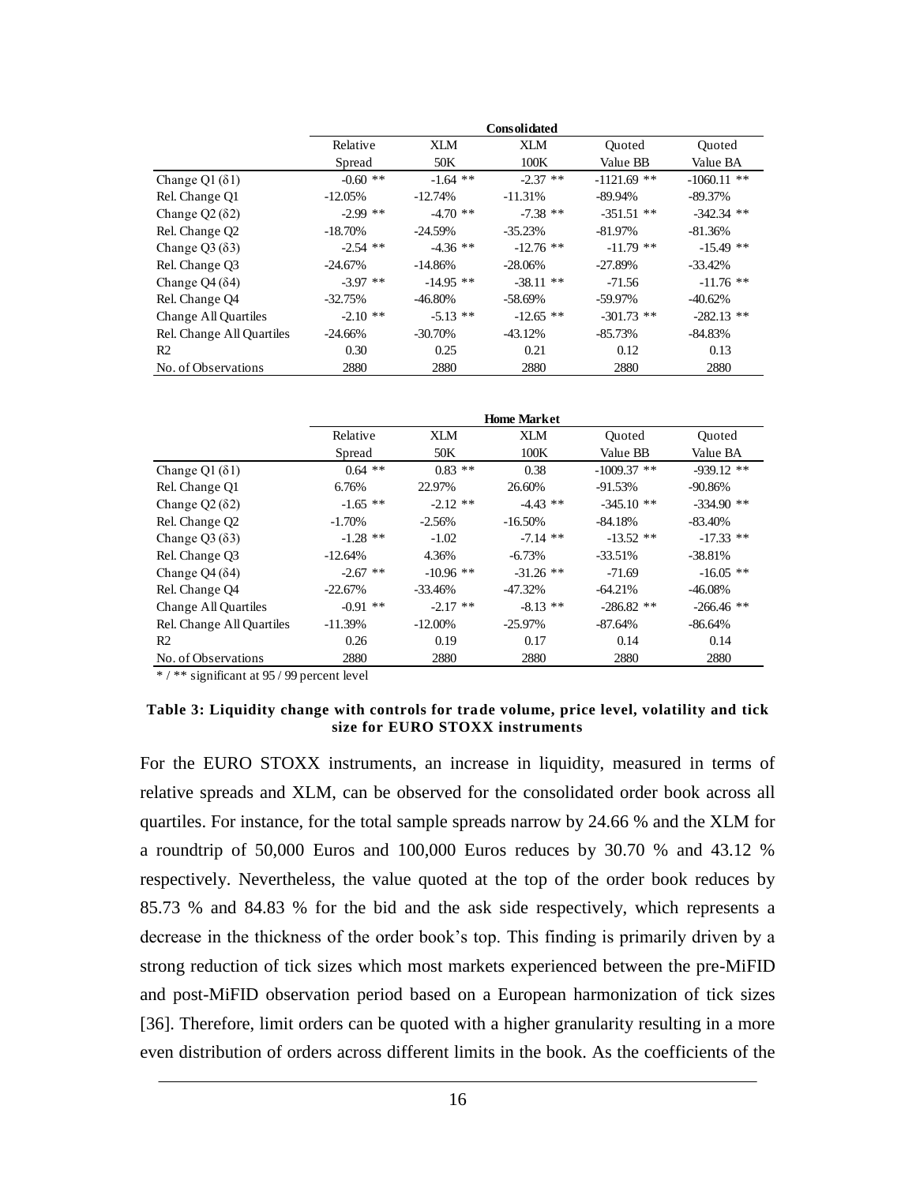| | Consolidated | | | | |
|---|---|---|---|---|---|
| | Relative Spread | XLM 50K | XLM 100K | Quoted Value BB | Quoted Value BA |
| Change Q1 (δ1) | -0.60 ** | -1.64 ** | -2.37 ** | -1121.69 ** | -1060.11 ** |
| Rel. Change Q1 | -12.05% | -12.74% | -11.31% | -89.94% | -89.37% |
| Change Q2 (δ2) | -2.99 ** | -4.70 ** | -7.38 ** | -351.51 ** | -342.34 ** |
| Rel. Change Q2 | -18.70% | -24.59% | -35.23% | -81.97% | -81.36% |
| Change Q3 (δ3) | -2.54 ** | -4.36 ** | -12.76 ** | -11.79 ** | -15.49 ** |
| Rel. Change Q3 | -24.67% | -14.86% | -28.06% | -27.89% | -33.42% |
| Change Q4 (δ4) | -3.97 ** | -14.95 ** | -38.11 ** | -71.56 | -11.76 ** |
| Rel. Change Q4 | -32.75% | -46.80% | -58.69% | -59.97% | -40.62% |
| Change All Quartiles | -2.10 ** | -5.13 ** | -12.65 ** | -301.73 ** | -282.13 ** |
| Rel. Change All Quartiles | -24.66% | -30.70% | -43.12% | -85.73% | -84.83% |
| R2 | 0.30 | 0.25 | 0.21 | 0.12 | 0.13 |
| No. of Observations | 2880 | 2880 | 2880 | 2880 | 2880 |

| | Home Market | | | | |
|---|---|---|---|---|---|
| | Relative Spread | XLM 50K | XLM 100K | Quoted Value BB | Quoted Value BA |
| Change Q1 (δ1) | 0.64 ** | 0.83 ** | 0.38 | -1009.37 ** | -939.12 ** |
| Rel. Change Q1 | 6.76% | 22.97% | 26.60% | -91.53% | -90.86% |
| Change Q2 (δ2) | -1.65 ** | -2.12 ** | -4.43 ** | -345.10 ** | -334.90 ** |
| Rel. Change Q2 | -1.70% | -2.56% | -16.50% | -84.18% | -83.40% |
| Change Q3 (δ3) | -1.28 ** | -1.02 | -7.14 ** | -13.52 ** | -17.33 ** |
| Rel. Change Q3 | -12.64% | 4.36% | -6.73% | -33.51% | -38.81% |
| Change Q4 (δ4) | -2.67 ** | -10.96 ** | -31.26 ** | -71.69 | -16.05 ** |
| Rel. Change Q4 | -22.67% | -33.46% | -47.32% | -64.21% | -46.08% |
| Change All Quartiles | -0.91 ** | -2.17 ** | -8.13 ** | -286.82 ** | -266.46 ** |
| Rel. Change All Quartiles | -11.39% | -12.00% | -25.97% | -87.64% | -86.64% |
| R2 | 0.26 | 0.19 | 0.17 | 0.14 | 0.14 |
| No. of Observations | 2880 | 2880 | 2880 | 2880 | 2880 |

* / ** significant at 95 / 99 percent level

**Table 3: Liquidity change with controls for trade volume, price level, volatility and tick size for EURO STOXX instruments**

For the EURO STOXX instruments, an increase in liquidity, measured in terms of relative spreads and XLM, can be observed for the consolidated order book across all quartiles. For instance, for the total sample spreads narrow by 24.66 % and the XLM for a roundtrip of 50,000 Euros and 100,000 Euros reduces by 30.70 % and 43.12 % respectively. Nevertheless, the value quoted at the top of the order book reduces by 85.73 % and 84.83 % for the bid and the ask side respectively, which represents a decrease in the thickness of the order book's top. This finding is primarily driven by a strong reduction of tick sizes which most markets experienced between the pre-MiFID and post-MiFID observation period based on a European harmonization of tick sizes [36]. Therefore, limit orders can be quoted with a higher granularity resulting in a more even distribution of orders across different limits in the book. As the coefficients of the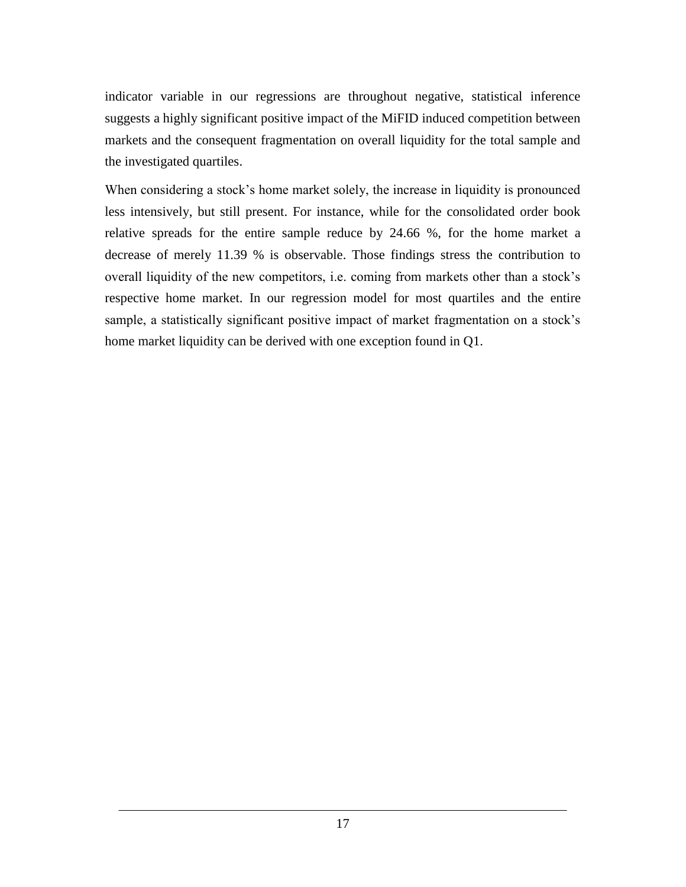indicator variable in our regressions are throughout negative, statistical inference suggests a highly significant positive impact of the MiFID induced competition between markets and the consequent fragmentation on overall liquidity for the total sample and the investigated quartiles.

When considering a stock's home market solely, the increase in liquidity is pronounced less intensively, but still present. For instance, while for the consolidated order book relative spreads for the entire sample reduce by 24.66 %, for the home market a decrease of merely 11.39 % is observable. Those findings stress the contribution to overall liquidity of the new competitors, i.e. coming from markets other than a stock's respective home market. In our regression model for most quartiles and the entire sample, a statistically significant positive impact of market fragmentation on a stock's home market liquidity can be derived with one exception found in Q1.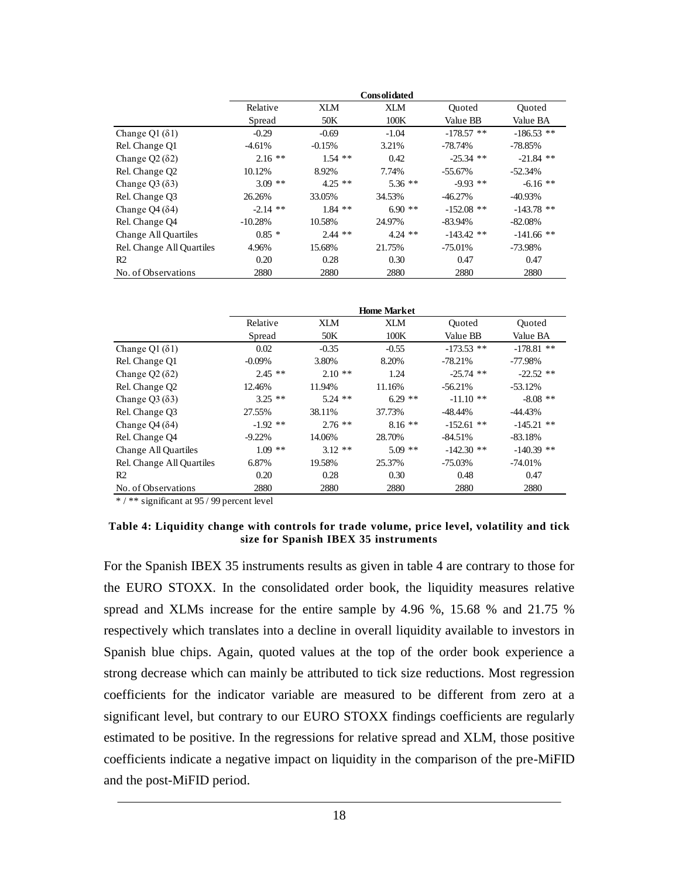| | Consolidated | | | | |
|---|---|---|---|---|---|
| | Relative Spread | XLM 50K | XLM 100K | Quoted Value BB | Quoted Value BA |
| Change Q1 (δ1) | -0.29 | -0.69 | -1.04 | -178.57 ** | -186.53 ** |
| Rel. Change Q1 | -4.61% | -0.15% | 3.21% | -78.74% | -78.85% |
| Change Q2 (δ2) | 2.16 ** | 1.54 ** | 0.42 | -25.34 ** | -21.84 ** |
| Rel. Change Q2 | 10.12% | 8.92% | 7.74% | -55.67% | -52.34% |
| Change Q3 (δ3) | 3.09 ** | 4.25 ** | 5.36 ** | -9.93 ** | -6.16 ** |
| Rel. Change Q3 | 26.26% | 33.05% | 34.53% | -46.27% | -40.93% |
| Change Q4 (δ4) | -2.14 ** | 1.84 ** | 6.90 ** | -152.08 ** | -143.78 ** |
| Rel. Change Q4 | -10.28% | 10.58% | 24.97% | -83.94% | -82.08% |
| Change All Quartiles | 0.85 * | 2.44 ** | 4.24 ** | -143.42 ** | -141.66 ** |
| Rel. Change All Quartiles | 4.96% | 15.68% | 21.75% | -75.01% | -73.98% |
| R2 | 0.20 | 0.28 | 0.30 | 0.47 | 0.47 |
| No. of Observations | 2880 | 2880 | 2880 | 2880 | 2880 |

| | Home Market | | | | |
|---|---|---|---|---|---|
| | Relative Spread | XLM 50K | XLM 100K | Quoted Value BB | Quoted Value BA |
| Change Q1 (δ1) | 0.02 | -0.35 | -0.55 | -173.53 ** | -178.81 ** |
| Rel. Change Q1 | -0.09% | 3.80% | 8.20% | -78.21% | -77.98% |
| Change Q2 (δ2) | 2.45 ** | 2.10 ** | 1.24 | -25.74 ** | -22.52 ** |
| Rel. Change Q2 | 12.46% | 11.94% | 11.16% | -56.21% | -53.12% |
| Change Q3 (δ3) | 3.25 ** | 5.24 ** | 6.29 ** | -11.10 ** | -8.08 ** |
| Rel. Change Q3 | 27.55% | 38.11% | 37.73% | -48.44% | -44.43% |
| Change Q4 (δ4) | -1.92 ** | 2.76 ** | 8.16 ** | -152.61 ** | -145.21 ** |
| Rel. Change Q4 | -9.22% | 14.06% | 28.70% | -84.51% | -83.18% |
| Change All Quartiles | 1.09 ** | 3.12 ** | 5.09 ** | -142.30 ** | -140.39 ** |
| Rel. Change All Quartiles | 6.87% | 19.58% | 25.37% | -75.03% | -74.01% |
| R2 | 0.20 | 0.28 | 0.30 | 0.48 | 0.47 |
| No. of Observations | 2880 | 2880 | 2880 | 2880 | 2880 |

\* / ** significant at 95 / 99 percent level

**Table 4: Liquidity change with controls for trade volume, price level, volatility and tick size for Spanish IBEX 35 instruments**

For the Spanish IBEX 35 instruments results as given in table 4 are contrary to those for the EURO STOXX. In the consolidated order book, the liquidity measures relative spread and XLMs increase for the entire sample by 4.96 %, 15.68 % and 21.75 % respectively which translates into a decline in overall liquidity available to investors in Spanish blue chips. Again, quoted values at the top of the order book experience a strong decrease which can mainly be attributed to tick size reductions. Most regression coefficients for the indicator variable are measured to be different from zero at a significant level, but contrary to our EURO STOXX findings coefficients are regularly estimated to be positive. In the regressions for relative spread and XLM, those positive coefficients indicate a negative impact on liquidity in the comparison of the pre-MiFID and the post-MiFID period.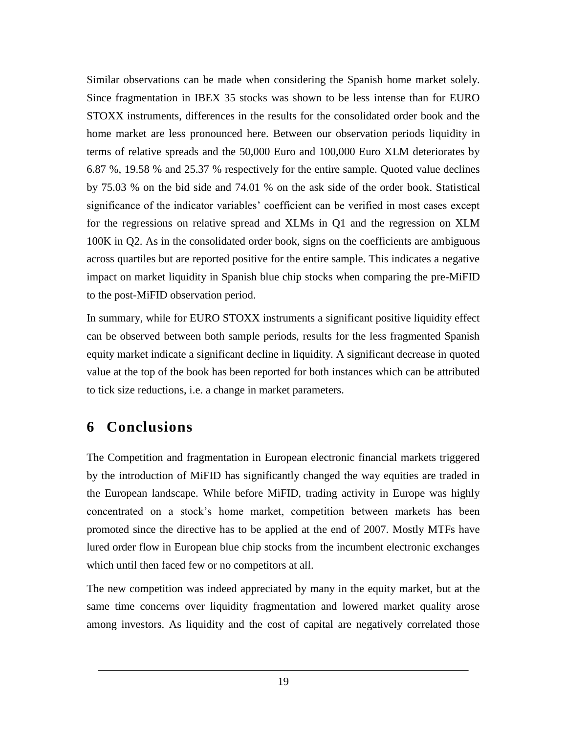Similar observations can be made when considering the Spanish home market solely. Since fragmentation in IBEX 35 stocks was shown to be less intense than for EURO STOXX instruments, differences in the results for the consolidated order book and the home market are less pronounced here. Between our observation periods liquidity in terms of relative spreads and the 50,000 Euro and 100,000 Euro XLM deteriorates by 6.87 %, 19.58 % and 25.37 % respectively for the entire sample. Quoted value declines by 75.03 % on the bid side and 74.01 % on the ask side of the order book. Statistical significance of the indicator variables' coefficient can be verified in most cases except for the regressions on relative spread and XLMs in Q1 and the regression on XLM 100K in Q2. As in the consolidated order book, signs on the coefficients are ambiguous across quartiles but are reported positive for the entire sample. This indicates a negative impact on market liquidity in Spanish blue chip stocks when comparing the pre-MiFID to the post-MiFID observation period.

In summary, while for EURO STOXX instruments a significant positive liquidity effect can be observed between both sample periods, results for the less fragmented Spanish equity market indicate a significant decline in liquidity. A significant decrease in quoted value at the top of the book has been reported for both instances which can be attributed to tick size reductions, i.e. a change in market parameters.

# 6 Conclusions

The Competition and fragmentation in European electronic financial markets triggered by the introduction of MiFID has significantly changed the way equities are traded in the European landscape. While before MiFID, trading activity in Europe was highly concentrated on a stock's home market, competition between markets has been promoted since the directive has to be applied at the end of 2007. Mostly MTFs have lured order flow in European blue chip stocks from the incumbent electronic exchanges which until then faced few or no competitors at all.

The new competition was indeed appreciated by many in the equity market, but at the same time concerns over liquidity fragmentation and lowered market quality arose among investors. As liquidity and the cost of capital are negatively correlated those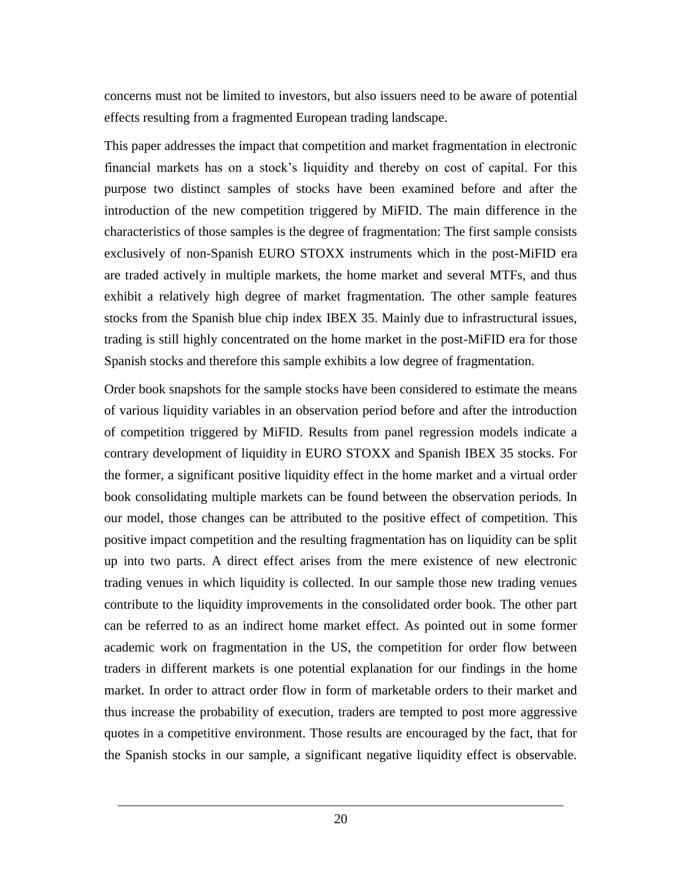concerns must not be limited to investors, but also issuers need to be aware of potential effects resulting from a fragmented European trading landscape.

This paper addresses the impact that competition and market fragmentation in electronic financial markets has on a stock's liquidity and thereby on cost of capital. For this purpose two distinct samples of stocks have been examined before and after the introduction of the new competition triggered by MiFID. The main difference in the characteristics of those samples is the degree of fragmentation: The first sample consists exclusively of non-Spanish EURO STOXX instruments which in the post-MiFID era are traded actively in multiple markets, the home market and several MTFs, and thus exhibit a relatively high degree of market fragmentation. The other sample features stocks from the Spanish blue chip index IBEX 35. Mainly due to infrastructural issues, trading is still highly concentrated on the home market in the post-MiFID era for those Spanish stocks and therefore this sample exhibits a low degree of fragmentation.

Order book snapshots for the sample stocks have been considered to estimate the means of various liquidity variables in an observation period before and after the introduction of competition triggered by MiFID. Results from panel regression models indicate a contrary development of liquidity in EURO STOXX and Spanish IBEX 35 stocks. For the former, a significant positive liquidity effect in the home market and a virtual order book consolidating multiple markets can be found between the observation periods. In our model, those changes can be attributed to the positive effect of competition. This positive impact competition and the resulting fragmentation has on liquidity can be split up into two parts. A direct effect arises from the mere existence of new electronic trading venues in which liquidity is collected. In our sample those new trading venues contribute to the liquidity improvements in the consolidated order book. The other part can be referred to as an indirect home market effect. As pointed out in some former academic work on fragmentation in the US, the competition for order flow between traders in different markets is one potential explanation for our findings in the home market. In order to attract order flow in form of marketable orders to their market and thus increase the probability of execution, traders are tempted to post more aggressive quotes in a competitive environment. Those results are encouraged by the fact, that for the Spanish stocks in our sample, a significant negative liquidity effect is observable.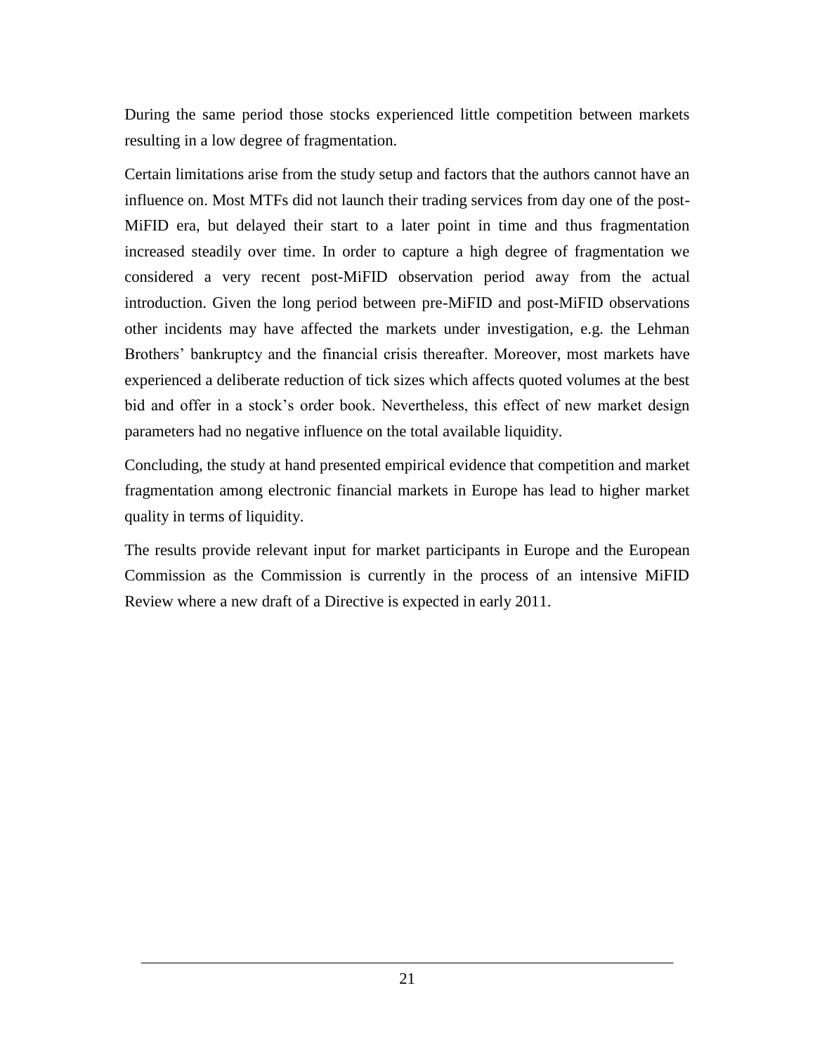During the same period those stocks experienced little competition between markets resulting in a low degree of fragmentation.

Certain limitations arise from the study setup and factors that the authors cannot have an influence on. Most MTFs did not launch their trading services from day one of the post-MiFID era, but delayed their start to a later point in time and thus fragmentation increased steadily over time. In order to capture a high degree of fragmentation we considered a very recent post-MiFID observation period away from the actual introduction. Given the long period between pre-MiFID and post-MiFID observations other incidents may have affected the markets under investigation, e.g. the Lehman Brothers' bankruptcy and the financial crisis thereafter. Moreover, most markets have experienced a deliberate reduction of tick sizes which affects quoted volumes at the best bid and offer in a stock's order book. Nevertheless, this effect of new market design parameters had no negative influence on the total available liquidity.

Concluding, the study at hand presented empirical evidence that competition and market fragmentation among electronic financial markets in Europe has lead to higher market quality in terms of liquidity.

The results provide relevant input for market participants in Europe and the European Commission as the Commission is currently in the process of an intensive MiFID Review where a new draft of a Directive is expected in early 2011.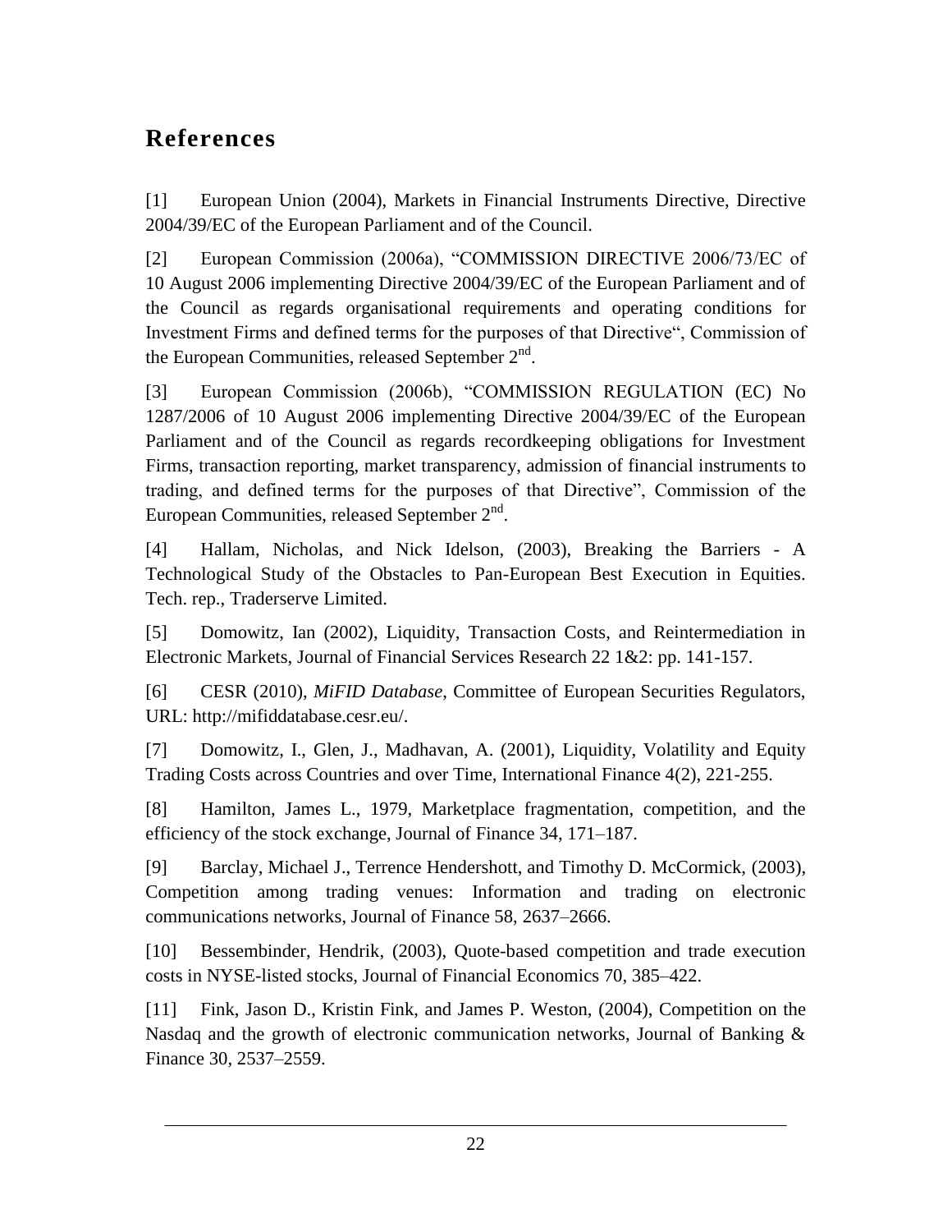## References

[1] European Union (2004), Markets in Financial Instruments Directive, Directive 2004/39/EC of the European Parliament and of the Council.

[2] European Commission (2006a), "COMMISSION DIRECTIVE 2006/73/EC of 10 August 2006 implementing Directive 2004/39/EC of the European Parliament and of the Council as regards organisational requirements and operating conditions for Investment Firms and defined terms for the purposes of that Directive", Commission of the European Communities, released September 2nd.

[3] European Commission (2006b), "COMMISSION REGULATION (EC) No 1287/2006 of 10 August 2006 implementing Directive 2004/39/EC of the European Parliament and of the Council as regards recordkeeping obligations for Investment Firms, transaction reporting, market transparency, admission of financial instruments to trading, and defined terms for the purposes of that Directive", Commission of the European Communities, released September 2nd.

[4] Hallam, Nicholas, and Nick Idelson, (2003), Breaking the Barriers - A Technological Study of the Obstacles to Pan-European Best Execution in Equities. Tech. rep., Traderserve Limited.

[5] Domowitz, Ian (2002), Liquidity, Transaction Costs, and Reintermediation in Electronic Markets, Journal of Financial Services Research 22 1&2: pp. 141-157.

[6] CESR (2010), *MiFID Database*, Committee of European Securities Regulators, URL: http://mifiddatabase.cesr.eu/.

[7] Domowitz, I., Glen, J., Madhavan, A. (2001), Liquidity, Volatility and Equity Trading Costs across Countries and over Time, International Finance 4(2), 221-255.

[8] Hamilton, James L., 1979, Marketplace fragmentation, competition, and the efficiency of the stock exchange, Journal of Finance 34, 171–187.

[9] Barclay, Michael J., Terrence Hendershott, and Timothy D. McCormick, (2003), Competition among trading venues: Information and trading on electronic communications networks, Journal of Finance 58, 2637–2666.

[10] Bessembinder, Hendrik, (2003), Quote-based competition and trade execution costs in NYSE-listed stocks, Journal of Financial Economics 70, 385–422.

[11] Fink, Jason D., Kristin Fink, and James P. Weston, (2004), Competition on the Nasdaq and the growth of electronic communication networks, Journal of Banking & Finance 30, 2537–2559.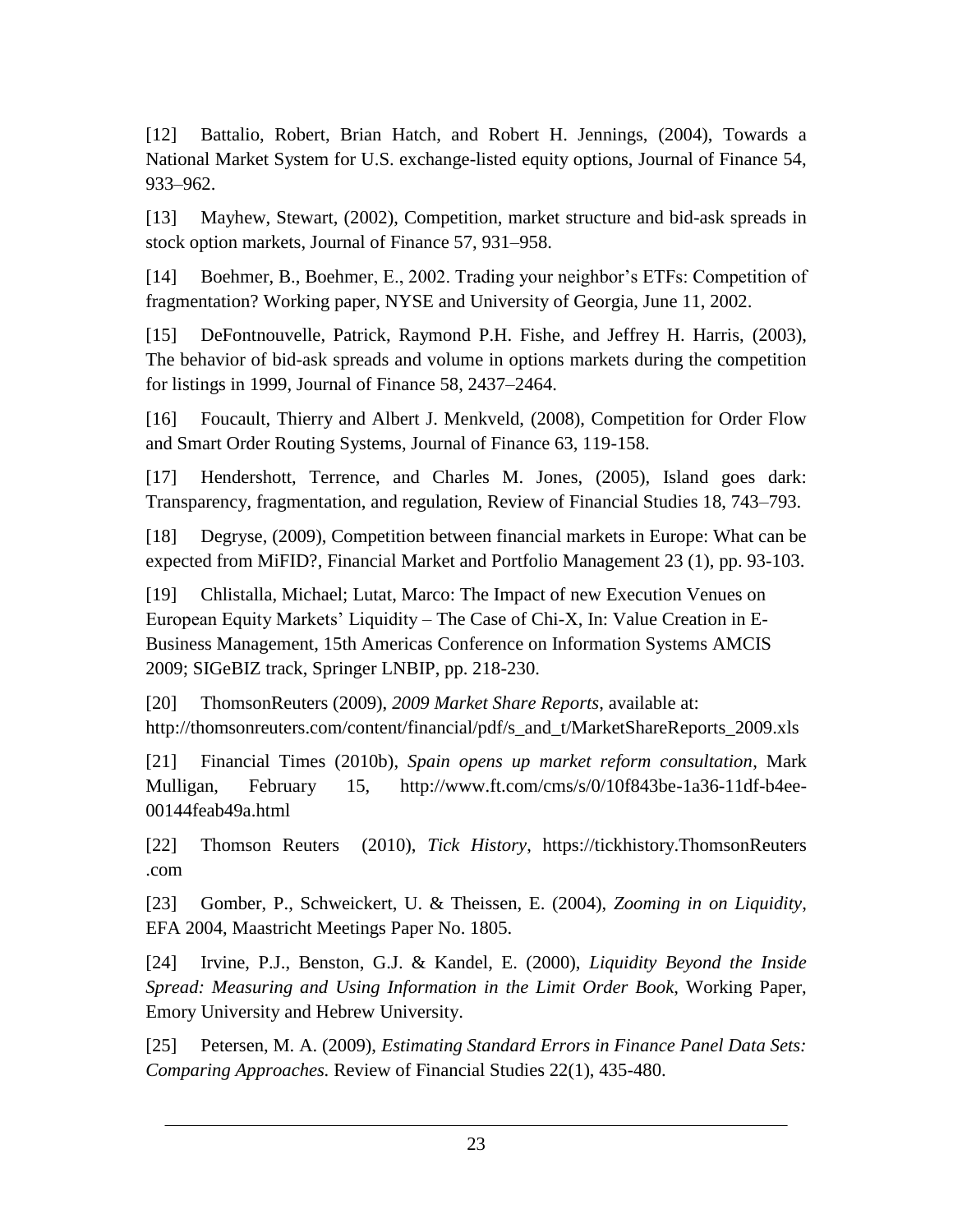[12] Battalio, Robert, Brian Hatch, and Robert H. Jennings, (2004), Towards a National Market System for U.S. exchange-listed equity options, Journal of Finance 54, 933–962.

[13] Mayhew, Stewart, (2002), Competition, market structure and bid-ask spreads in stock option markets, Journal of Finance 57, 931–958.

[14] Boehmer, B., Boehmer, E., 2002. Trading your neighbor's ETFs: Competition of fragmentation? Working paper, NYSE and University of Georgia, June 11, 2002.

[15] DeFontnouvelle, Patrick, Raymond P.H. Fishe, and Jeffrey H. Harris, (2003), The behavior of bid-ask spreads and volume in options markets during the competition for listings in 1999, Journal of Finance 58, 2437–2464.

[16] Foucault, Thierry and Albert J. Menkveld, (2008), Competition for Order Flow and Smart Order Routing Systems, Journal of Finance 63, 119-158.

[17] Hendershott, Terrence, and Charles M. Jones, (2005), Island goes dark: Transparency, fragmentation, and regulation, Review of Financial Studies 18, 743–793.

[18] Degryse, (2009), Competition between financial markets in Europe: What can be expected from MiFID?, Financial Market and Portfolio Management 23 (1), pp. 93-103.

[19] Chlistalla, Michael; Lutat, Marco: The Impact of new Execution Venues on European Equity Markets' Liquidity – The Case of Chi-X, In: Value Creation in E-Business Management, 15th Americas Conference on Information Systems AMCIS 2009; SIGeBIZ track, Springer LNBIP, pp. 218-230.

[20] ThomsonReuters (2009), *2009 Market Share Reports*, available at: http://thomsonreuters.com/content/financial/pdf/s_and_t/MarketShareReports_2009.xls

[21] Financial Times (2010b), *Spain opens up market reform consultation*, Mark Mulligan, February 15, http://www.ft.com/cms/s/0/10f843be-1a36-11df-b4ee-00144feab49a.html

[22] Thomson Reuters (2010), *Tick History*, https://tickhistory.ThomsonReuters .com

[23] Gomber, P., Schweickert, U. & Theissen, E. (2004), *Zooming in on Liquidity*, EFA 2004, Maastricht Meetings Paper No. 1805.

[24] Irvine, P.J., Benston, G.J. & Kandel, E. (2000), *Liquidity Beyond the Inside Spread: Measuring and Using Information in the Limit Order Book*, Working Paper, Emory University and Hebrew University.

[25] Petersen, M. A. (2009), *Estimating Standard Errors in Finance Panel Data Sets: Comparing Approaches.* Review of Financial Studies 22(1), 435-480.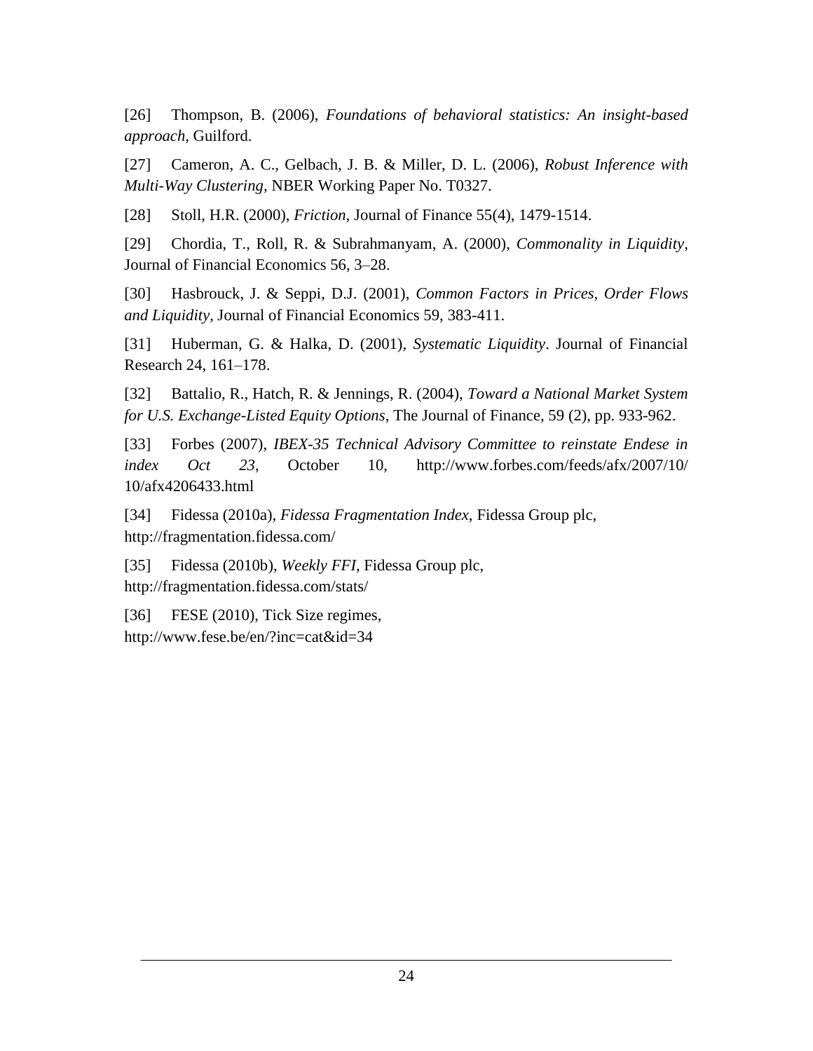[26] Thompson, B. (2006), *Foundations of behavioral statistics: An insight-based approach*, Guilford.

[27] Cameron, A. C., Gelbach, J. B. & Miller, D. L. (2006), *Robust Inference with Multi-Way Clustering*, NBER Working Paper No. T0327.

[28] Stoll, H.R. (2000), *Friction*, Journal of Finance 55(4), 1479-1514.

[29] Chordia, T., Roll, R. & Subrahmanyam, A. (2000), *Commonality in Liquidity*, Journal of Financial Economics 56, 3–28.

[30] Hasbrouck, J. & Seppi, D.J. (2001), *Common Factors in Prices, Order Flows and Liquidity*, Journal of Financial Economics 59, 383-411.

[31] Huberman, G. & Halka, D. (2001), *Systematic Liquidity*. Journal of Financial Research 24, 161–178.

[32] Battalio, R., Hatch, R. & Jennings, R. (2004), *Toward a National Market System for U.S. Exchange-Listed Equity Options*, The Journal of Finance, 59 (2), pp. 933-962.

[33] Forbes (2007), *IBEX-35 Technical Advisory Committee to reinstate Endese in index Oct 23*, October 10, http://www.forbes.com/feeds/afx/2007/10/10/afx4206433.html

[34] Fidessa (2010a), *Fidessa Fragmentation Index*, Fidessa Group plc, http://fragmentation.fidessa.com/

[35] Fidessa (2010b), *Weekly FFI*, Fidessa Group plc, http://fragmentation.fidessa.com/stats/

[36] FESE (2010), Tick Size regimes, http://www.fese.be/en/?inc=cat&id=34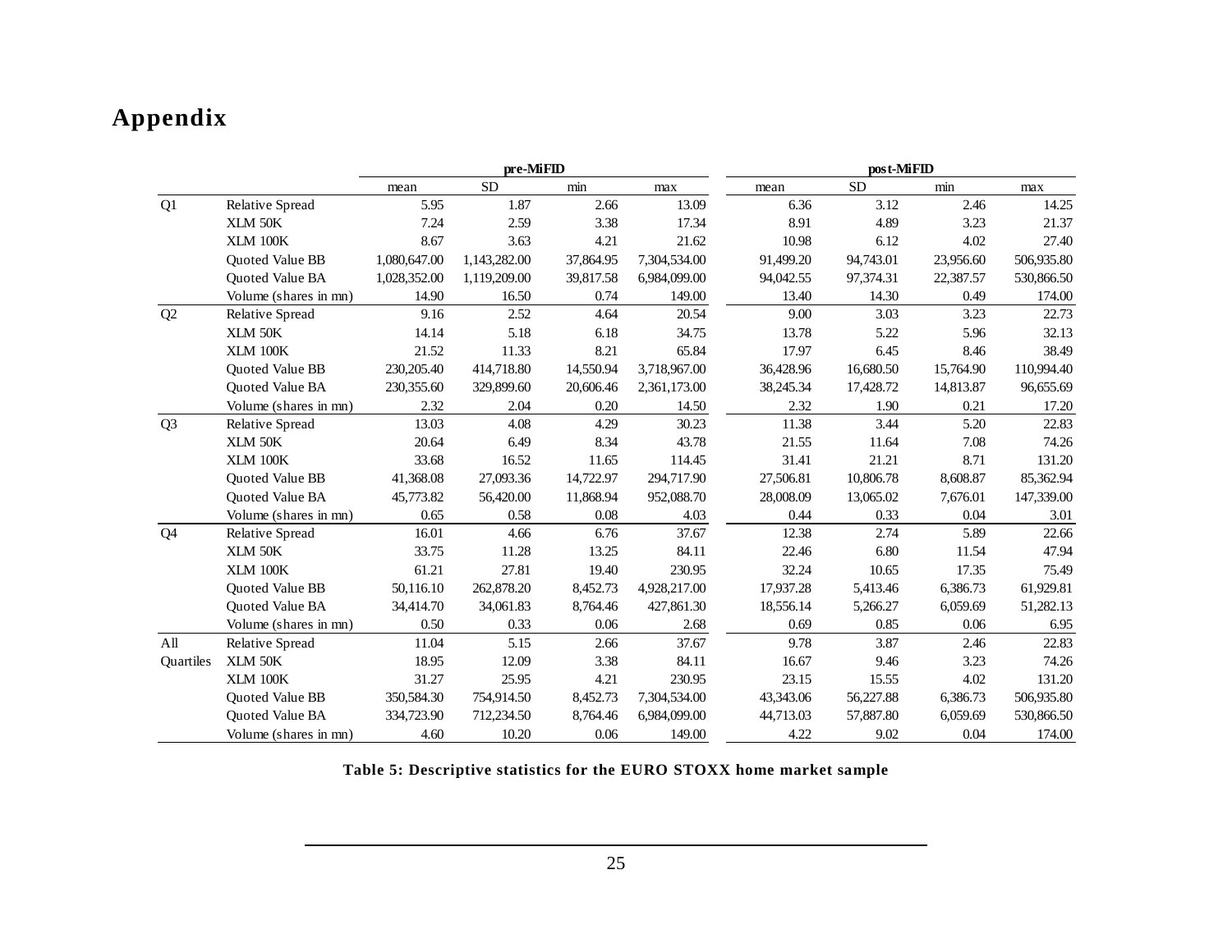# Appendix

| | | pre-MiFID | | | | post-MiFID | | | |
|---|---|---|---|---|---|---|---|---|---|
| | | mean | SD | min | max | mean | SD | min | max |
| Q1 | Relative Spread | 5.95 | 1.87 | 2.66 | 13.09 | 6.36 | 3.12 | 2.46 | 14.25 |
| | XLM 50K | 7.24 | 2.59 | 3.38 | 17.34 | 8.91 | 4.89 | 3.23 | 21.37 |
| | XLM 100K | 8.67 | 3.63 | 4.21 | 21.62 | 10.98 | 6.12 | 4.02 | 27.40 |
| | Quoted Value BB | 1,080,647.00 | 1,143,282.00 | 37,864.95 | 7,304,534.00 | 91,499.20 | 94,743.01 | 23,956.60 | 506,935.80 |
| | Quoted Value BA | 1,028,352.00 | 1,119,209.00 | 39,817.58 | 6,984,099.00 | 94,042.55 | 97,374.31 | 22,387.57 | 530,866.50 |
| | Volume (shares in mn) | 14.90 | 16.50 | 0.74 | 149.00 | 13.40 | 14.30 | 0.49 | 174.00 |
| Q2 | Relative Spread | 9.16 | 2.52 | 4.64 | 20.54 | 9.00 | 3.03 | 3.23 | 22.73 |
| | XLM 50K | 14.14 | 5.18 | 6.18 | 34.75 | 13.78 | 5.22 | 5.96 | 32.13 |
| | XLM 100K | 21.52 | 11.33 | 8.21 | 65.84 | 17.97 | 6.45 | 8.46 | 38.49 |
| | Quoted Value BB | 230,205.40 | 414,718.80 | 14,550.94 | 3,718,967.00 | 36,428.96 | 16,680.50 | 15,764.90 | 110,994.40 |
| | Quoted Value BA | 230,355.60 | 329,899.60 | 20,606.46 | 2,361,173.00 | 38,245.34 | 17,428.72 | 14,813.87 | 96,655.69 |
| | Volume (shares in mn) | 2.32 | 2.04 | 0.20 | 14.50 | 2.32 | 1.90 | 0.21 | 17.20 |
| Q3 | Relative Spread | 13.03 | 4.08 | 4.29 | 30.23 | 11.38 | 3.44 | 5.20 | 22.83 |
| | XLM 50K | 20.64 | 6.49 | 8.34 | 43.78 | 21.55 | 11.64 | 7.08 | 74.26 |
| | XLM 100K | 33.68 | 16.52 | 11.65 | 114.45 | 31.41 | 21.21 | 8.71 | 131.20 |
| | Quoted Value BB | 41,368.08 | 27,093.36 | 14,722.97 | 294,717.90 | 27,506.81 | 10,806.78 | 8,608.87 | 85,362.94 |
| | Quoted Value BA | 45,773.82 | 56,420.00 | 11,868.94 | 952,088.70 | 28,008.09 | 13,065.02 | 7,676.01 | 147,339.00 |
| | Volume (shares in mn) | 0.65 | 0.58 | 0.08 | 4.03 | 0.44 | 0.33 | 0.04 | 3.01 |
| Q4 | Relative Spread | 16.01 | 4.66 | 6.76 | 37.67 | 12.38 | 2.74 | 5.89 | 22.66 |
| | XLM 50K | 33.75 | 11.28 | 13.25 | 84.11 | 22.46 | 6.80 | 11.54 | 47.94 |
| | XLM 100K | 61.21 | 27.81 | 19.40 | 230.95 | 32.24 | 10.65 | 17.35 | 75.49 |
| | Quoted Value BB | 50,116.10 | 262,878.20 | 8,452.73 | 4,928,217.00 | 17,937.28 | 5,413.46 | 6,386.73 | 61,929.81 |
| | Quoted Value BA | 34,414.70 | 34,061.83 | 8,764.46 | 427,861.30 | 18,556.14 | 5,266.27 | 6,059.69 | 51,282.13 |
| | Volume (shares in mn) | 0.50 | 0.33 | 0.06 | 2.68 | 0.69 | 0.85 | 0.06 | 6.95 |
| All Quartiles | Relative Spread | 11.04 | 5.15 | 2.66 | 37.67 | 9.78 | 3.87 | 2.46 | 22.83 |
| | XLM 50K | 18.95 | 12.09 | 3.38 | 84.11 | 16.67 | 9.46 | 3.23 | 74.26 |
| | XLM 100K | 31.27 | 25.95 | 4.21 | 230.95 | 23.15 | 15.55 | 4.02 | 131.20 |
| | Quoted Value BB | 350,584.30 | 754,914.50 | 8,452.73 | 7,304,534.00 | 43,343.06 | 56,227.88 | 6,386.73 | 506,935.80 |
| | Quoted Value BA | 334,723.90 | 712,234.50 | 8,764.46 | 6,984,099.00 | 44,713.03 | 57,887.80 | 6,059.69 | 530,866.50 |
| | Volume (shares in mn) | 4.60 | 10.20 | 0.06 | 149.00 | 4.22 | 9.02 | 0.04 | 174.00 |

**Table 5: Descriptive statistics for the EURO STOXX home market sample**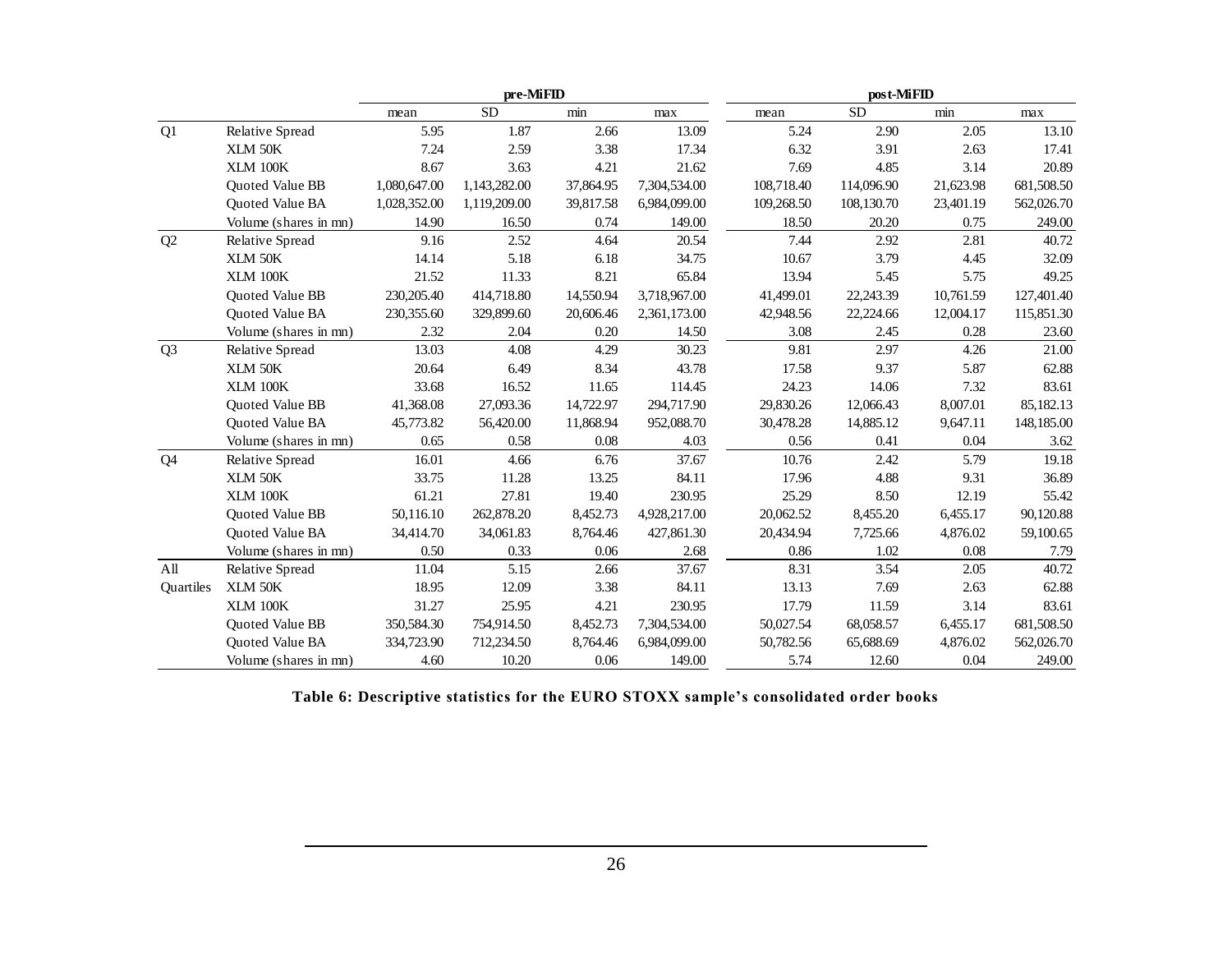| | | pre-MiFID | | | | post-MiFID | | | |
|---|---|---|---|---|---|---|---|---|---|
| | | mean | SD | min | max | mean | SD | min | max |
| Q1 | Relative Spread | 5.95 | 1.87 | 2.66 | 13.09 | 5.24 | 2.90 | 2.05 | 13.10 |
| | XLM 50K | 7.24 | 2.59 | 3.38 | 17.34 | 6.32 | 3.91 | 2.63 | 17.41 |
| | XLM 100K | 8.67 | 3.63 | 4.21 | 21.62 | 7.69 | 4.85 | 3.14 | 20.89 |
| | Quoted Value BB | 1,080,647.00 | 1,143,282.00 | 37,864.95 | 7,304,534.00 | 108,718.40 | 114,096.90 | 21,623.98 | 681,508.50 |
| | Quoted Value BA | 1,028,352.00 | 1,119,209.00 | 39,817.58 | 6,984,099.00 | 109,268.50 | 108,130.70 | 23,401.19 | 562,026.70 |
| | Volume (shares in mn) | 14.90 | 16.50 | 0.74 | 149.00 | 18.50 | 20.20 | 0.75 | 249.00 |
| Q2 | Relative Spread | 9.16 | 2.52 | 4.64 | 20.54 | 7.44 | 2.92 | 2.81 | 40.72 |
| | XLM 50K | 14.14 | 5.18 | 6.18 | 34.75 | 10.67 | 3.79 | 4.45 | 32.09 |
| | XLM 100K | 21.52 | 11.33 | 8.21 | 65.84 | 13.94 | 5.45 | 5.75 | 49.25 |
| | Quoted Value BB | 230,205.40 | 414,718.80 | 14,550.94 | 3,718,967.00 | 41,499.01 | 22,243.39 | 10,761.59 | 127,401.40 |
| | Quoted Value BA | 230,355.60 | 329,899.60 | 20,606.46 | 2,361,173.00 | 42,948.56 | 22,224.66 | 12,004.17 | 115,851.30 |
| | Volume (shares in mn) | 2.32 | 2.04 | 0.20 | 14.50 | 3.08 | 2.45 | 0.28 | 23.60 |
| Q3 | Relative Spread | 13.03 | 4.08 | 4.29 | 30.23 | 9.81 | 2.97 | 4.26 | 21.00 |
| | XLM 50K | 20.64 | 6.49 | 8.34 | 43.78 | 17.58 | 9.37 | 5.87 | 62.88 |
| | XLM 100K | 33.68 | 16.52 | 11.65 | 114.45 | 24.23 | 14.06 | 7.32 | 83.61 |
| | Quoted Value BB | 41,368.08 | 27,093.36 | 14,722.97 | 294,717.90 | 29,830.26 | 12,066.43 | 8,007.01 | 85,182.13 |
| | Quoted Value BA | 45,773.82 | 56,420.00 | 11,868.94 | 952,088.70 | 30,478.28 | 14,885.12 | 9,647.11 | 148,185.00 |
| | Volume (shares in mn) | 0.65 | 0.58 | 0.08 | 4.03 | 0.56 | 0.41 | 0.04 | 3.62 |
| Q4 | Relative Spread | 16.01 | 4.66 | 6.76 | 37.67 | 10.76 | 2.42 | 5.79 | 19.18 |
| | XLM 50K | 33.75 | 11.28 | 13.25 | 84.11 | 17.96 | 4.88 | 9.31 | 36.89 |
| | XLM 100K | 61.21 | 27.81 | 19.40 | 230.95 | 25.29 | 8.50 | 12.19 | 55.42 |
| | Quoted Value BB | 50,116.10 | 262,878.20 | 8,452.73 | 4,928,217.00 | 20,062.52 | 8,455.20 | 6,455.17 | 90,120.88 |
| | Quoted Value BA | 34,414.70 | 34,061.83 | 8,764.46 | 427,861.30 | 20,434.94 | 7,725.66 | 4,876.02 | 59,100.65 |
| | Volume (shares in mn) | 0.50 | 0.33 | 0.06 | 2.68 | 0.86 | 1.02 | 0.08 | 7.79 |
| All Quartiles | Relative Spread | 11.04 | 5.15 | 2.66 | 37.67 | 8.31 | 3.54 | 2.05 | 40.72 |
| | XLM 50K | 18.95 | 12.09 | 3.38 | 84.11 | 13.13 | 7.69 | 2.63 | 62.88 |
| | XLM 100K | 31.27 | 25.95 | 4.21 | 230.95 | 17.79 | 11.59 | 3.14 | 83.61 |
| | Quoted Value BB | 350,584.30 | 754,914.50 | 8,452.73 | 7,304,534.00 | 50,027.54 | 68,058.57 | 6,455.17 | 681,508.50 |
| | Quoted Value BA | 334,723.90 | 712,234.50 | 8,764.46 | 6,984,099.00 | 50,782.56 | 65,688.69 | 4,876.02 | 562,026.70 |
| | Volume (shares in mn) | 4.60 | 10.20 | 0.06 | 149.00 | 5.74 | 12.60 | 0.04 | 249.00 |

**Table 6: Descriptive statistics for the EURO STOXX sample's consolidated order books**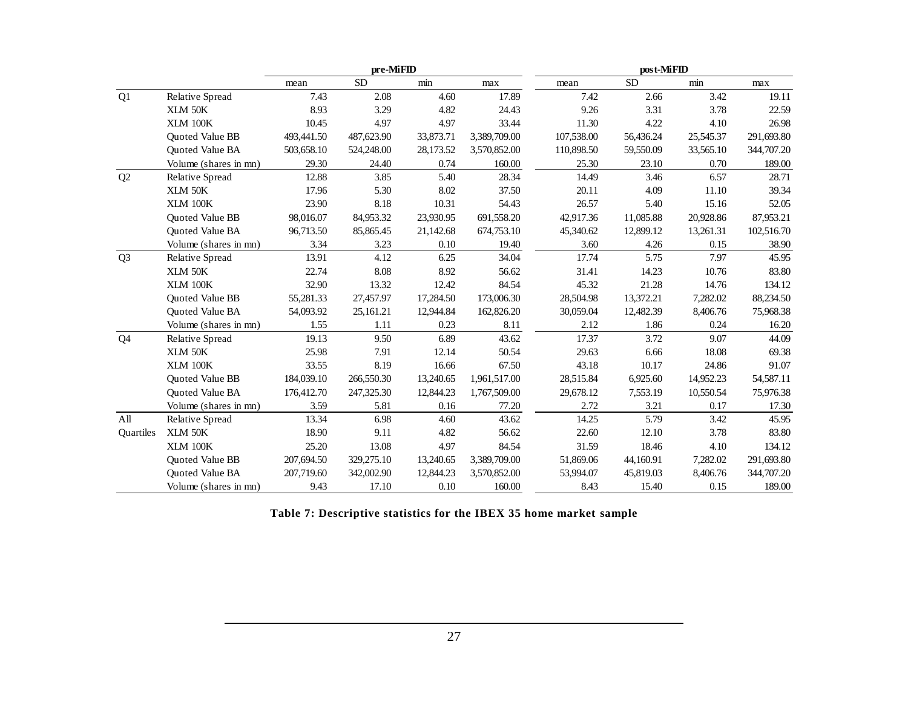| | | pre-MiFID | | | | post-MiFID | | | |
|---|---|---|---|---|---|---|---|---|---|
| | | mean | SD | min | max | mean | SD | min | max |
| Q1 | Relative Spread | 7.43 | 2.08 | 4.60 | 17.89 | 7.42 | 2.66 | 3.42 | 19.11 |
| | XLM 50K | 8.93 | 3.29 | 4.82 | 24.43 | 9.26 | 3.31 | 3.78 | 22.59 |
| | XLM 100K | 10.45 | 4.97 | 4.97 | 33.44 | 11.30 | 4.22 | 4.10 | 26.98 |
| | Quoted Value BB | 493,441.50 | 487,623.90 | 33,873.71 | 3,389,709.00 | 107,538.00 | 56,436.24 | 25,545.37 | 291,693.80 |
| | Quoted Value BA | 503,658.10 | 524,248.00 | 28,173.52 | 3,570,852.00 | 110,898.50 | 59,550.09 | 33,565.10 | 344,707.20 |
| | Volume (shares in mn) | 29.30 | 24.40 | 0.74 | 160.00 | 25.30 | 23.10 | 0.70 | 189.00 |
| Q2 | Relative Spread | 12.88 | 3.85 | 5.40 | 28.34 | 14.49 | 3.46 | 6.57 | 28.71 |
| | XLM 50K | 17.96 | 5.30 | 8.02 | 37.50 | 20.11 | 4.09 | 11.10 | 39.34 |
| | XLM 100K | 23.90 | 8.18 | 10.31 | 54.43 | 26.57 | 5.40 | 15.16 | 52.05 |
| | Quoted Value BB | 98,016.07 | 84,953.32 | 23,930.95 | 691,558.20 | 42,917.36 | 11,085.88 | 20,928.86 | 87,953.21 |
| | Quoted Value BA | 96,713.50 | 85,865.45 | 21,142.68 | 674,753.10 | 45,340.62 | 12,899.12 | 13,261.31 | 102,516.70 |
| | Volume (shares in mn) | 3.34 | 3.23 | 0.10 | 19.40 | 3.60 | 4.26 | 0.15 | 38.90 |
| Q3 | Relative Spread | 13.91 | 4.12 | 6.25 | 34.04 | 17.74 | 5.75 | 7.97 | 45.95 |
| | XLM 50K | 22.74 | 8.08 | 8.92 | 56.62 | 31.41 | 14.23 | 10.76 | 83.80 |
| | XLM 100K | 32.90 | 13.32 | 12.42 | 84.54 | 45.32 | 21.28 | 14.76 | 134.12 |
| | Quoted Value BB | 55,281.33 | 27,457.97 | 17,284.50 | 173,006.30 | 28,504.98 | 13,372.21 | 7,282.02 | 88,234.50 |
| | Quoted Value BA | 54,093.92 | 25,161.21 | 12,944.84 | 162,826.20 | 30,059.04 | 12,482.39 | 8,406.76 | 75,968.38 |
| | Volume (shares in mn) | 1.55 | 1.11 | 0.23 | 8.11 | 2.12 | 1.86 | 0.24 | 16.20 |
| Q4 | Relative Spread | 19.13 | 9.50 | 6.89 | 43.62 | 17.37 | 3.72 | 9.07 | 44.09 |
| | XLM 50K | 25.98 | 7.91 | 12.14 | 50.54 | 29.63 | 6.66 | 18.08 | 69.38 |
| | XLM 100K | 33.55 | 8.19 | 16.66 | 67.50 | 43.18 | 10.17 | 24.86 | 91.07 |
| | Quoted Value BB | 184,039.10 | 266,550.30 | 13,240.65 | 1,961,517.00 | 28,515.84 | 6,925.60 | 14,952.23 | 54,587.11 |
| | Quoted Value BA | 176,412.70 | 247,325.30 | 12,844.23 | 1,767,509.00 | 29,678.12 | 7,553.19 | 10,550.54 | 75,976.38 |
| | Volume (shares in mn) | 3.59 | 5.81 | 0.16 | 77.20 | 2.72 | 3.21 | 0.17 | 17.30 |
| All Quartiles | Relative Spread | 13.34 | 6.98 | 4.60 | 43.62 | 14.25 | 5.79 | 3.42 | 45.95 |
| | XLM 50K | 18.90 | 9.11 | 4.82 | 56.62 | 22.60 | 12.10 | 3.78 | 83.80 |
| | XLM 100K | 25.20 | 13.08 | 4.97 | 84.54 | 31.59 | 18.46 | 4.10 | 134.12 |
| | Quoted Value BB | 207,694.50 | 329,275.10 | 13,240.65 | 3,389,709.00 | 51,869.06 | 44,160.91 | 7,282.02 | 291,693.80 |
| | Quoted Value BA | 207,719.60 | 342,002.90 | 12,844.23 | 3,570,852.00 | 53,994.07 | 45,819.03 | 8,406.76 | 344,707.20 |
| | Volume (shares in mn) | 9.43 | 17.10 | 0.10 | 160.00 | 8.43 | 15.40 | 0.15 | 189.00 |

**Table 7: Descriptive statistics for the IBEX 35 home market sample**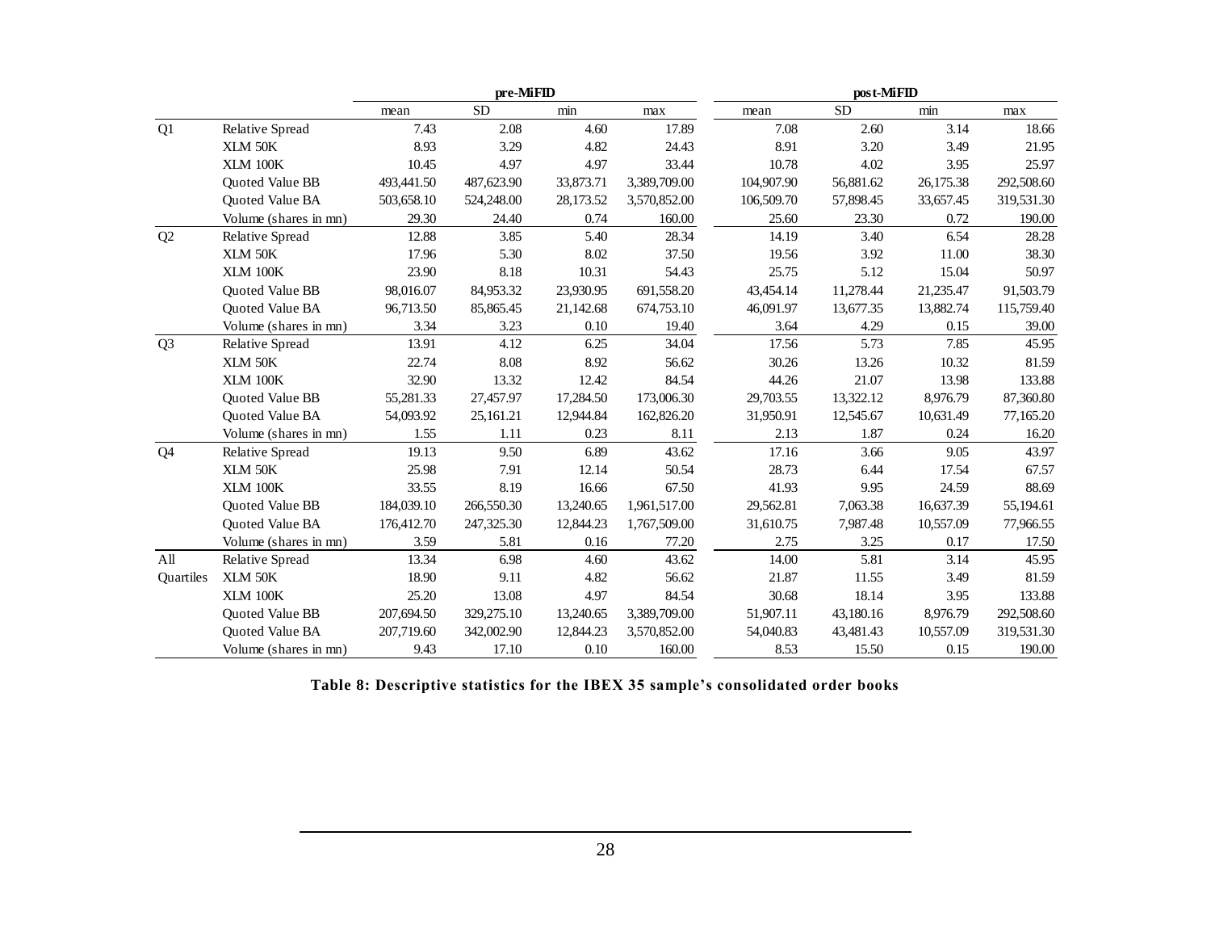| | | pre-MiFID | | | | post-MiFID | | | |
|---|---|---|---|---|---|---|---|---|---|
| | | mean | SD | min | max | mean | SD | min | max |
| Q1 | Relative Spread | 7.43 | 2.08 | 4.60 | 17.89 | 7.08 | 2.60 | 3.14 | 18.66 |
| | XLM 50K | 8.93 | 3.29 | 4.82 | 24.43 | 8.91 | 3.20 | 3.49 | 21.95 |
| | XLM 100K | 10.45 | 4.97 | 4.97 | 33.44 | 10.78 | 4.02 | 3.95 | 25.97 |
| | Quoted Value BB | 493,441.50 | 487,623.90 | 33,873.71 | 3,389,709.00 | 104,907.90 | 56,881.62 | 26,175.38 | 292,508.60 |
| | Quoted Value BA | 503,658.10 | 524,248.00 | 28,173.52 | 3,570,852.00 | 106,509.70 | 57,898.45 | 33,657.45 | 319,531.30 |
| | Volume (shares in mn) | 29.30 | 24.40 | 0.74 | 160.00 | 25.60 | 23.30 | 0.72 | 190.00 |
| Q2 | Relative Spread | 12.88 | 3.85 | 5.40 | 28.34 | 14.19 | 3.40 | 6.54 | 28.28 |
| | XLM 50K | 17.96 | 5.30 | 8.02 | 37.50 | 19.56 | 3.92 | 11.00 | 38.30 |
| | XLM 100K | 23.90 | 8.18 | 10.31 | 54.43 | 25.75 | 5.12 | 15.04 | 50.97 |
| | Quoted Value BB | 98,016.07 | 84,953.32 | 23,930.95 | 691,558.20 | 43,454.14 | 11,278.44 | 21,235.47 | 91,503.79 |
| | Quoted Value BA | 96,713.50 | 85,865.45 | 21,142.68 | 674,753.10 | 46,091.97 | 13,677.35 | 13,882.74 | 115,759.40 |
| | Volume (shares in mn) | 3.34 | 3.23 | 0.10 | 19.40 | 3.64 | 4.29 | 0.15 | 39.00 |
| Q3 | Relative Spread | 13.91 | 4.12 | 6.25 | 34.04 | 17.56 | 5.73 | 7.85 | 45.95 |
| | XLM 50K | 22.74 | 8.08 | 8.92 | 56.62 | 30.26 | 13.26 | 10.32 | 81.59 |
| | XLM 100K | 32.90 | 13.32 | 12.42 | 84.54 | 44.26 | 21.07 | 13.98 | 133.88 |
| | Quoted Value BB | 55,281.33 | 27,457.97 | 17,284.50 | 173,006.30 | 29,703.55 | 13,322.12 | 8,976.79 | 87,360.80 |
| | Quoted Value BA | 54,093.92 | 25,161.21 | 12,944.84 | 162,826.20 | 31,950.91 | 12,545.67 | 10,631.49 | 77,165.20 |
| | Volume (shares in mn) | 1.55 | 1.11 | 0.23 | 8.11 | 2.13 | 1.87 | 0.24 | 16.20 |
| Q4 | Relative Spread | 19.13 | 9.50 | 6.89 | 43.62 | 17.16 | 3.66 | 9.05 | 43.97 |
| | XLM 50K | 25.98 | 7.91 | 12.14 | 50.54 | 28.73 | 6.44 | 17.54 | 67.57 |
| | XLM 100K | 33.55 | 8.19 | 16.66 | 67.50 | 41.93 | 9.95 | 24.59 | 88.69 |
| | Quoted Value BB | 184,039.10 | 266,550.30 | 13,240.65 | 1,961,517.00 | 29,562.81 | 7,063.38 | 16,637.39 | 55,194.61 |
| | Quoted Value BA | 176,412.70 | 247,325.30 | 12,844.23 | 1,767,509.00 | 31,610.75 | 7,987.48 | 10,557.09 | 77,966.55 |
| | Volume (shares in mn) | 3.59 | 5.81 | 0.16 | 77.20 | 2.75 | 3.25 | 0.17 | 17.50 |
| All Quartiles | Relative Spread | 13.34 | 6.98 | 4.60 | 43.62 | 14.00 | 5.81 | 3.14 | 45.95 |
| | XLM 50K | 18.90 | 9.11 | 4.82 | 56.62 | 21.87 | 11.55 | 3.49 | 81.59 |
| | XLM 100K | 25.20 | 13.08 | 4.97 | 84.54 | 30.68 | 18.14 | 3.95 | 133.88 |
| | Quoted Value BB | 207,694.50 | 329,275.10 | 13,240.65 | 3,389,709.00 | 51,907.11 | 43,180.16 | 8,976.79 | 292,508.60 |
| | Quoted Value BA | 207,719.60 | 342,002.90 | 12,844.23 | 3,570,852.00 | 54,040.83 | 43,481.43 | 10,557.09 | 319,531.30 |
| | Volume (shares in mn) | 9.43 | 17.10 | 0.10 | 160.00 | 8.53 | 15.50 | 0.15 | 190.00 |

**Table 8: Descriptive statistics for the IBEX 35 sample's consolidated order books**